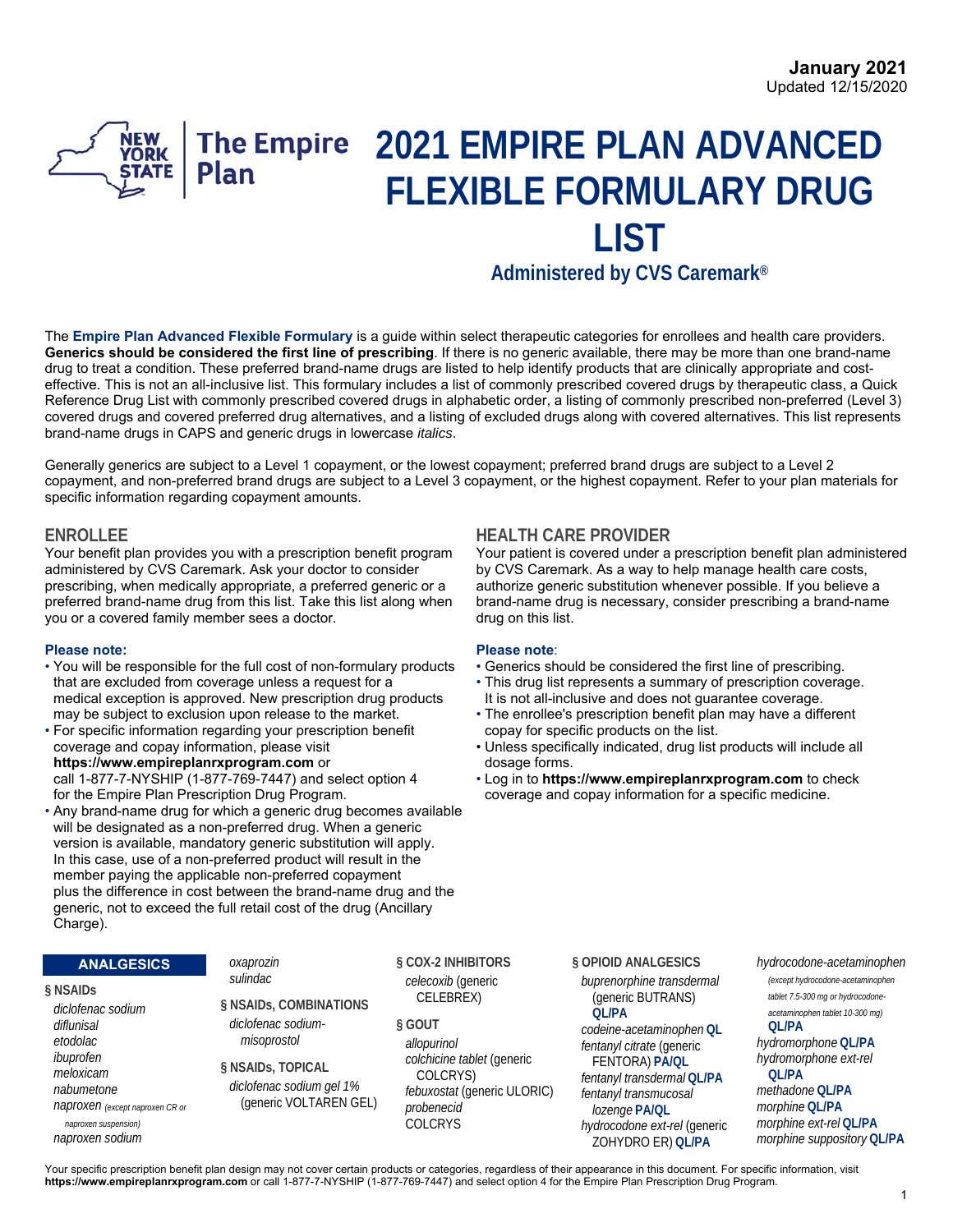January 2021
Updated 12/15/2020

# 2021 EMPIRE PLAN ADVANCED FLEXIBLE FORMULARY DRUG LIST

**Administered by CVS Caremark®**

The **Empire Plan Advanced Flexible Formulary** is a guide within select therapeutic categories for enrollees and health care providers. **Generics should be considered the first line of prescribing**. If there is no generic available, there may be more than one brand-name drug to treat a condition. These preferred brand-name drugs are listed to help identify products that are clinically appropriate and cost-effective. This is not an all-inclusive list. This formulary includes a list of commonly prescribed covered drugs by therapeutic class, a Quick Reference Drug List with commonly prescribed covered drugs in alphabetic order, a listing of commonly prescribed non-preferred (Level 3) covered drugs and covered preferred drug alternatives, and a listing of excluded drugs along with covered alternatives. This list represents brand-name drugs in CAPS and generic drugs in lowercase *italics*.

Generally generics are subject to a Level 1 copayment, or the lowest copayment; preferred brand drugs are subject to a Level 2 copayment, and non-preferred brand drugs are subject to a Level 3 copayment, or the highest copayment. Refer to your plan materials for specific information regarding copayment amounts.

## ENROLLEE

Your benefit plan provides you with a prescription benefit program administered by CVS Caremark. Ask your doctor to consider prescribing, when medically appropriate, a preferred generic or a preferred brand-name drug from this list. Take this list along when you or a covered family member sees a doctor.

**Please note:**

- You will be responsible for the full cost of non-formulary products that are excluded from coverage unless a request for a medical exception is approved. New prescription drug products may be subject to exclusion upon release to the market.
- For specific information regarding your prescription benefit coverage and copay information, please visit **https://www.empireplanrxprogram.com** or call 1-877-7-NYSHIP (1-877-769-7447) and select option 4 for the Empire Plan Prescription Drug Program.
- Any brand-name drug for which a generic drug becomes available will be designated as a non-preferred drug. When a generic version is available, mandatory generic substitution will apply. In this case, use of a non-preferred product will result in the member paying the applicable non-preferred copayment plus the difference in cost between the brand-name drug and the generic, not to exceed the full retail cost of the drug (Ancillary Charge).

## HEALTH CARE PROVIDER

Your patient is covered under a prescription benefit plan administered by CVS Caremark. As a way to help manage health care costs, authorize generic substitution whenever possible. If you believe a brand-name drug is necessary, consider prescribing a brand-name drug on this list.

**Please note**:

- Generics should be considered the first line of prescribing.
- This drug list represents a summary of prescription coverage. It is not all-inclusive and does not guarantee coverage.
- The enrollee's prescription benefit plan may have a different copay for specific products on the list.
- Unless specifically indicated, drug list products will include all dosage forms.
- Log in to **https://www.empireplanrxprogram.com** to check coverage and copay information for a specific medicine.

## ANALGESICS

### § NSAIDs

*diclofenac sodium*
*diflunisal*
*etodolac*
*ibuprofen*
*meloxicam*
*nabumetone*
*naproxen* *(except naproxen CR or naproxen suspension)*
*naproxen sodium*
*oxaprozin*
*sulindac*

### § NSAIDs, COMBINATIONS

*diclofenac sodium-misoprostol*

### § NSAIDs, TOPICAL

*diclofenac sodium gel 1%* (generic VOLTAREN GEL)

### § COX-2 INHIBITORS

*celecoxib* (generic CELEBREX)

### § GOUT

*allopurinol*
*colchicine tablet* (generic COLCRYS)
*febuxostat* (generic ULORIC)
*probenecid*
COLCRYS

### § OPIOID ANALGESICS

*buprenorphine transdermal* (generic BUTRANS) **QL/PA**
*codeine-acetaminophen* **QL**
*fentanyl citrate* (generic FENTORA) **PA/QL**
*fentanyl transdermal* **QL/PA**
*fentanyl transmucosal lozenge* **PA/QL**
*hydrocodone ext-rel* (generic ZOHYDRO ER) **QL/PA**
*hydrocodone-acetaminophen* *(except hydrocodone-acetaminophen tablet 7.5-300 mg or hydrocodone-acetaminophen tablet 10-300 mg)* **QL/PA**
*hydromorphone* **QL/PA**
*hydromorphone ext-rel* **QL/PA**
*methadone* **QL/PA**
*morphine* **QL/PA**
*morphine ext-rel* **QL/PA**
*morphine suppository* **QL/PA**

Your specific prescription benefit plan design may not cover certain products or categories, regardless of their appearance in this document. For specific information, visit **https://www.empireplanrxprogram.com** or call 1-877-7-NYSHIP (1-877-769-7447) and select option 4 for the Empire Plan Prescription Drug Program.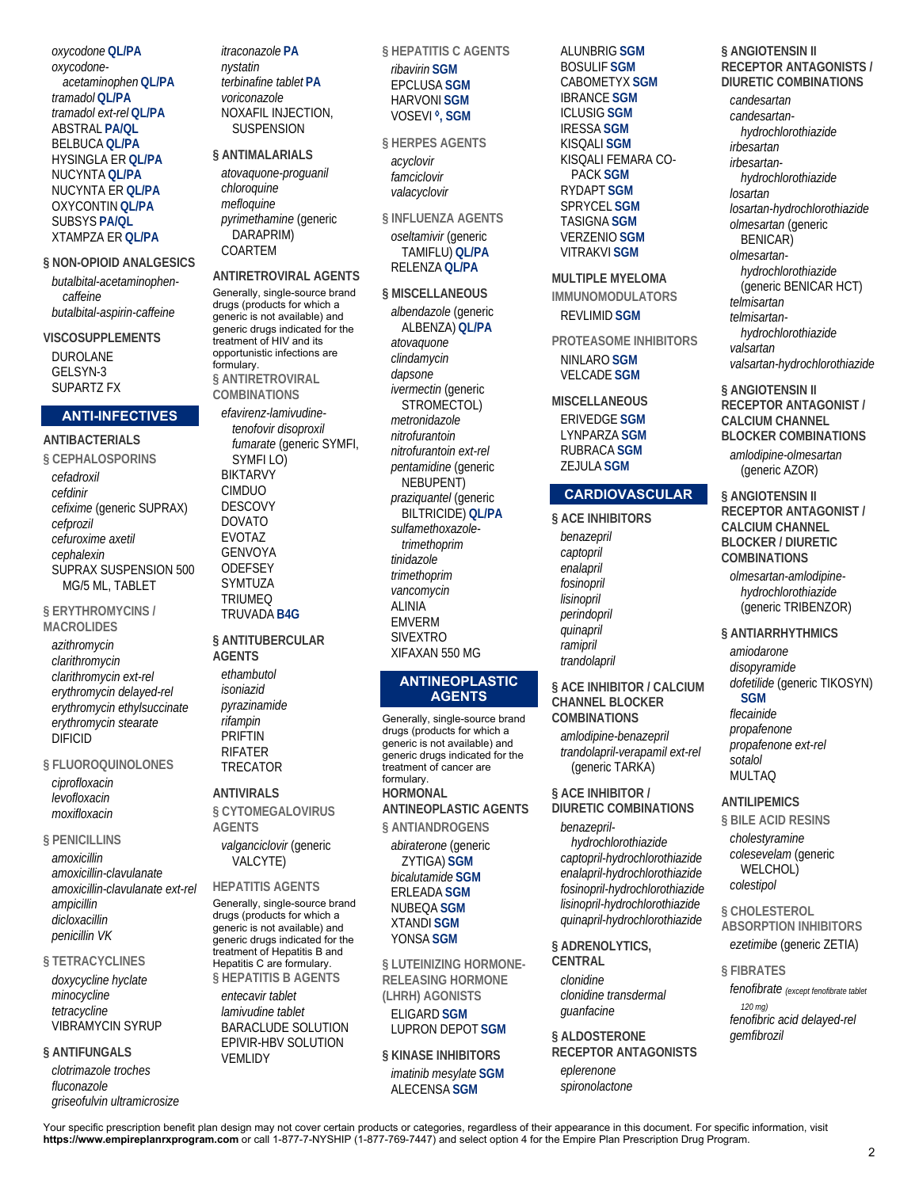*oxycodone* **QL/PA**
*oxycodone-acetaminophen* **QL/PA**
*tramadol* **QL/PA**
*tramadol ext-rel* **QL/PA**
ABSTRAL **PA/QL**
BELBUCA **QL/PA**
HYSINGLA ER **QL/PA**
NUCYNTA **QL/PA**
NUCYNTA ER **QL/PA**
OXYCONTIN **QL/PA**
SUBSYS **PA/QL**
XTAMPZA ER **QL/PA**

### § NON-OPIOID ANALGESICS

*butalbital-acetaminophen-caffeine*
*butalbital-aspirin-caffeine*

### VISCOSUPPLEMENTS

DUROLANE
GELSYN-3
SUPARTZ FX

## ANTI-INFECTIVES

### ANTIBACTERIALS

### § CEPHALOSPORINS

*cefadroxil*
*cefdinir*
*cefixime* (generic SUPRAX)
*cefprozil*
*cefuroxime axetil*
*cephalexin*
SUPRAX SUSPENSION 500 MG/5 ML, TABLET

### § ERYTHROMYCINS / MACROLIDES

*azithromycin*
*clarithromycin*
*clarithromycin ext-rel*
*erythromycin delayed-rel*
*erythromycin ethylsuccinate*
*erythromycin stearate*
DIFICID

### § FLUOROQUINOLONES

*ciprofloxacin*
*levofloxacin*
*moxifloxacin*

### § PENICILLINS

*amoxicillin*
*amoxicillin-clavulanate*
*amoxicillin-clavulanate ext-rel*
*ampicillin*
*dicloxacillin*
*penicillin VK*

### § TETRACYCLINES

*doxycycline hyclate*
*minocycline*
*tetracycline*
VIBRAMYCIN SYRUP

### § ANTIFUNGALS

*clotrimazole troches*
*fluconazole*
*griseofulvin ultramicrosize*
*itraconazole* **PA**
*nystatin*
*terbinafine tablet* **PA**
*voriconazole*
NOXAFIL INJECTION, SUSPENSION

### § ANTIMALARIALS

*atovaquone-proguanil*
*chloroquine*
*mefloquine*
*pyrimethamine* (generic DARAPRIM)
COARTEM

### ANTIRETROVIRAL AGENTS

Generally, single-source brand drugs (products for which a generic is not available) and generic drugs indicated for the treatment of HIV and its opportunistic infections are formulary.

### § ANTIRETROVIRAL COMBINATIONS

*efavirenz-lamivudine-tenofovir disoproxil fumarate* (generic SYMFI, SYMFI LO)
BIKTARVY
CIMDUO
DESCOVY
DOVATO
EVOTAZ
GENVOYA
ODEFSEY
SYMTUZA
TRIUMEQ
TRUVADA **B4G**

### § ANTITUBERCULAR AGENTS

*ethambutol*
*isoniazid*
*pyrazinamide*
*rifampin*
PRIFTIN
RIFATER
TRECATOR

### ANTIVIRALS

### § CYTOMEGALOVIRUS AGENTS

*valganciclovir* (generic VALCYTE)

### HEPATITIS AGENTS

Generally, single-source brand drugs (products for which a generic is not available) and generic drugs indicated for the treatment of Hepatitis B and Hepatitis C are formulary.

### § HEPATITIS B AGENTS

*entecavir tablet*
*lamivudine tablet*
BARACLUDE SOLUTION
EPIVIR-HBV SOLUTION
VEMLIDY

### § HEPATITIS C AGENTS

*ribavirin* **SGM**
EPCLUSA **SGM**
HARVONI **SGM**
VOSEVI **◊, SGM**

### § HERPES AGENTS

*acyclovir*
*famciclovir*
*valacyclovir*

### § INFLUENZA AGENTS

*oseltamivir* (generic TAMIFLU) **QL/PA**
RELENZA **QL/PA**

### § MISCELLANEOUS

*albendazole* (generic ALBENZA) **QL/PA**
*atovaquone*
*clindamycin*
*dapsone*
*ivermectin* (generic STROMECTOL)
*metronidazole*
*nitrofurantoin*
*nitrofurantoin ext-rel*
*pentamidine* (generic NEBUPENT)
*praziquantel* (generic BILTRICIDE) **QL/PA**
*sulfamethoxazole-trimethoprim*
*tinidazole*
*trimethoprim*
*vancomycin*
ALINIA
EMVERM
SIVEXTRO
XIFAXAN 550 MG

## ANTINEOPLASTIC AGENTS

Generally, single-source brand drugs (products for which a generic is not available) and generic drugs indicated for the treatment of cancer are formulary.

### HORMONAL ANTINEOPLASTIC AGENTS

### § ANTIANDROGENS

*abiraterone* (generic ZYTIGA) **SGM**
*bicalutamide* **SGM**
ERLEADA **SGM**
NUBEQA **SGM**
XTANDI **SGM**
YONSA **SGM**

### § LUTEINIZING HORMONE-RELEASING HORMONE (LHRH) AGONISTS

ELIGARD **SGM**
LUPRON DEPOT **SGM**

### § KINASE INHIBITORS

*imatinib mesylate* **SGM**
ALECENSA **SGM**
ALUNBRIG **SGM**
BOSULIF **SGM**
CABOMETYX **SGM**
IBRANCE **SGM**
ICLUSIG **SGM**
IRESSA **SGM**
KISQALI **SGM**
KISQALI FEMARA CO-PACK **SGM**
RYDAPT **SGM**
SPRYCEL **SGM**
TASIGNA **SGM**
VERZENIO **SGM**
VITRAKVI **SGM**

### MULTIPLE MYELOMA

### IMMUNOMODULATORS

REVLIMID **SGM**

### PROTEASOME INHIBITORS

NINLARO **SGM**
VELCADE **SGM**

### MISCELLANEOUS

ERIVEDGE **SGM**
LYNPARZA **SGM**
RUBRACA **SGM**
ZEJULA **SGM**

## CARDIOVASCULAR

### § ACE INHIBITORS

*benazepril*
*captopril*
*enalapril*
*fosinopril*
*lisinopril*
*perindopril*
*quinapril*
*ramipril*
*trandolapril*

### § ACE INHIBITOR / CALCIUM CHANNEL BLOCKER COMBINATIONS

*amlodipine-benazepril*
*trandolapril-verapamil ext-rel* (generic TARKA)

### § ACE INHIBITOR / DIURETIC COMBINATIONS

*benazepril-hydrochlorothiazide*
*captopril-hydrochlorothiazide*
*enalapril-hydrochlorothiazide*
*fosinopril-hydrochlorothiazide*
*lisinopril-hydrochlorothiazide*
*quinapril-hydrochlorothiazide*

### § ADRENOLYTICS, CENTRAL

*clonidine*
*clonidine transdermal*
*guanfacine*

### § ALDOSTERONE RECEPTOR ANTAGONISTS

*eplerenone*
*spironolactone*

### § ANGIOTENSIN II RECEPTOR ANTAGONISTS / DIURETIC COMBINATIONS

*candesartan*
*candesartan-hydrochlorothiazide*
*irbesartan*
*irbesartan-hydrochlorothiazide*
*losartan*
*losartan-hydrochlorothiazide*
*olmesartan* (generic BENICAR)
*olmesartan-hydrochlorothiazide* (generic BENICAR HCT)
*telmisartan*
*telmisartan-hydrochlorothiazide*
*valsartan*
*valsartan-hydrochlorothiazide*

### § ANGIOTENSIN II RECEPTOR ANTAGONIST / CALCIUM CHANNEL BLOCKER COMBINATIONS

*amlodipine-olmesartan* (generic AZOR)

### § ANGIOTENSIN II RECEPTOR ANTAGONIST / CALCIUM CHANNEL BLOCKER / DIURETIC COMBINATIONS

*olmesartan-amlodipine-hydrochlorothiazide* (generic TRIBENZOR)

### § ANTIARRHYTHMICS

*amiodarone*
*disopyramide*
*dofetilide* (generic TIKOSYN) **SGM**
*flecainide*
*propafenone*
*propafenone ext-rel*
*sotalol*
MULTAQ

### ANTILIPEMICS

### § BILE ACID RESINS

*cholestyramine*
*colesevelam* (generic WELCHOL)
*colestipol*

### § CHOLESTEROL ABSORPTION INHIBITORS

*ezetimibe* (generic ZETIA)

### § FIBRATES

*fenofibrate* (except fenofibrate tablet 120 mg)
*fenofibric acid delayed-rel*
*gemfibrozil*

Your specific prescription benefit plan design may not cover certain products or categories, regardless of their appearance in this document. For specific information, visit **https://www.empireplanrxprogram.com** or call 1-877-7-NYSHIP (1-877-769-7447) and select option 4 for the Empire Plan Prescription Drug Program.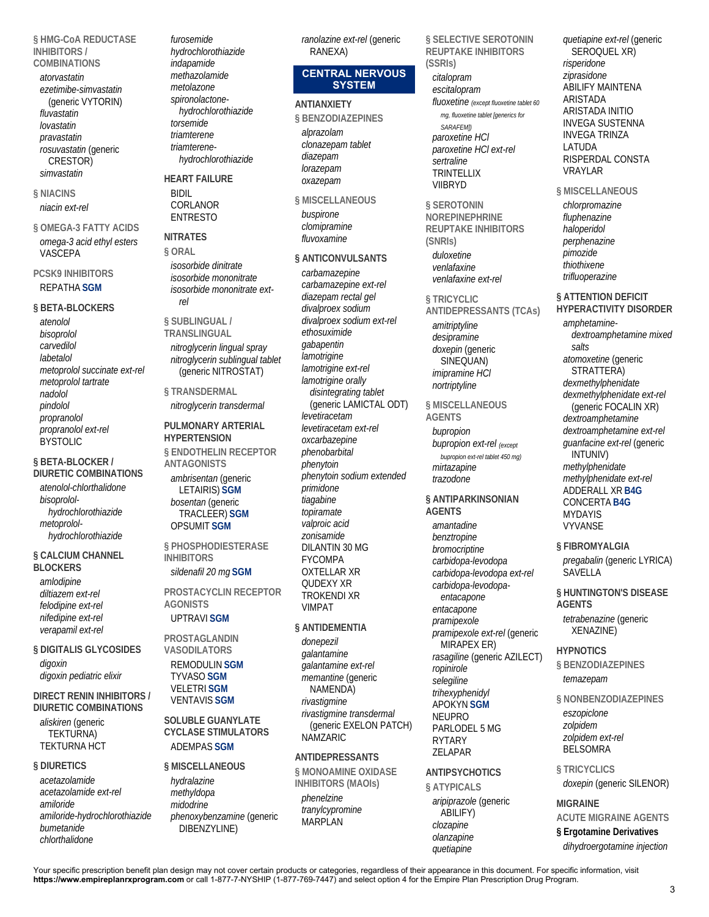§ HMG-CoA REDUCTASE INHIBITORS / COMBINATIONS

*atorvastatin*
*ezetimibe-simvastatin* (generic VYTORIN)
*fluvastatin*
*lovastatin*
*pravastatin*
*rosuvastatin* (generic CRESTOR)
*simvastatin*

§ NIACINS

*niacin ext-rel*

§ OMEGA-3 FATTY ACIDS

*omega-3 acid ethyl esters*
VASCEPA

PCSK9 INHIBITORS

REPATHA **SGM**

§ BETA-BLOCKERS

*atenolol*
*bisoprolol*
*carvedilol*
*labetalol*
*metoprolol succinate ext-rel*
*metoprolol tartrate*
*nadolol*
*pindolol*
*propranolol*
*propranolol ext-rel*
BYSTOLIC

§ BETA-BLOCKER / DIURETIC COMBINATIONS

*atenolol-chlorthalidone*
*bisoprolol-hydrochlorothiazide*
*metoprolol-hydrochlorothiazide*

§ CALCIUM CHANNEL BLOCKERS

*amlodipine*
*diltiazem ext-rel*
*felodipine ext-rel*
*nifedipine ext-rel*
*verapamil ext-rel*

§ DIGITALIS GLYCOSIDES

*digoxin*
*digoxin pediatric elixir*

DIRECT RENIN INHIBITORS / DIURETIC COMBINATIONS

*aliskiren* (generic TEKTURNA)
TEKTURNA HCT

§ DIURETICS

*acetazolamide*
*acetazolamide ext-rel*
*amiloride*
*amiloride-hydrochlorothiazide*
*bumetanide*
*chlorthalidone*
*furosemide*
*hydrochlorothiazide*
*indapamide*
*methazolamide*
*metolazone*
*spironolactone-hydrochlorothiazide*
*torsemide*
*triamterene*
*triamterene-hydrochlorothiazide*

HEART FAILURE

BIDIL
CORLANOR
ENTRESTO

NITRATES

§ ORAL

*isosorbide dinitrate*
*isosorbide mononitrate*
*isosorbide mononitrate ext-rel*

§ SUBLINGUAL / TRANSLINGUAL

*nitroglycerin lingual spray*
*nitroglycerin sublingual tablet* (generic NITROSTAT)

§ TRANSDERMAL

*nitroglycerin transdermal*

PULMONARY ARTERIAL HYPERTENSION

§ ENDOTHELIN RECEPTOR ANTAGONISTS

*ambrisentan* (generic LETAIRIS) **SGM**
*bosentan* (generic TRACLEER) **SGM**
OPSUMIT **SGM**

§ PHOSPHODIESTERASE INHIBITORS

*sildenafil 20 mg* **SGM**

PROSTACYCLIN RECEPTOR AGONISTS

UPTRAVI **SGM**

PROSTAGLANDIN VASODILATORS

REMODULIN **SGM**
TYVASO **SGM**
VELETRI **SGM**
VENTAVIS **SGM**

SOLUBLE GUANYLATE CYCLASE STIMULATORS

ADEMPAS **SGM**

§ MISCELLANEOUS

*hydralazine*
*methyldopa*
*midodrine*
*phenoxybenzamine* (generic DIBENZYLINE)
*ranolazine ext-rel* (generic RANEXA)

## CENTRAL NERVOUS SYSTEM

ANTIANXIETY

§ BENZODIAZEPINES

*alprazolam*
*clonazepam tablet*
*diazepam*
*lorazepam*
*oxazepam*

§ MISCELLANEOUS

*buspirone*
*clomipramine*
*fluvoxamine*

§ ANTICONVULSANTS

*carbamazepine*
*carbamazepine ext-rel*
*diazepam rectal gel*
*divalproex sodium*
*divalproex sodium ext-rel*
*ethosuximide*
*gabapentin*
*lamotrigine*
*lamotrigine ext-rel*
*lamotrigine orally disintegrating tablet* (generic LAMICTAL ODT)
*levetiracetam*
*levetiracetam ext-rel*
*oxcarbazepine*
*phenobarbital*
*phenytoin*
*phenytoin sodium extended*
*primidone*
*tiagabine*
*topiramate*
*valproic acid*
*zonisamide*
DILANTIN 30 MG
FYCOMPA
OXTELLAR XR
QUDEXY XR
TROKENDI XR
VIMPAT

§ ANTIDEMENTIA

*donepezil*
*galantamine*
*galantamine ext-rel*
*memantine* (generic NAMENDA)
*rivastigmine*
*rivastigmine transdermal* (generic EXELON PATCH)
NAMZARIC

ANTIDEPRESSANTS

§ MONOAMINE OXIDASE INHIBITORS (MAOIs)

*phenelzine*
*tranylcypromine*
MARPLAN

§ SELECTIVE SEROTONIN REUPTAKE INHIBITORS (SSRIs)

*citalopram*
*escitalopram*
*fluoxetine* *(except fluoxetine tablet 60 mg, fluoxetine tablet [generics for SARAFEM])*
*paroxetine HCl*
*paroxetine HCl ext-rel*
*sertraline*
TRINTELLIX
VIIBRYD

§ SEROTONIN NOREPINEPHRINE REUPTAKE INHIBITORS (SNRIs)

*duloxetine*
*venlafaxine*
*venlafaxine ext-rel*

§ TRICYCLIC ANTIDEPRESSANTS (TCAs)

*amitriptyline*
*desipramine*
*doxepin* (generic SINEQUAN)
*imipramine HCl*
*nortriptyline*

§ MISCELLANEOUS AGENTS

*bupropion*
*bupropion ext-rel* *(except bupropion ext-rel tablet 450 mg)*
*mirtazapine*
*trazodone*

§ ANTIPARKINSONIAN AGENTS

*amantadine*
*benztropine*
*bromocriptine*
*carbidopa-levodopa*
*carbidopa-levodopa ext-rel*
*carbidopa-levodopa-entacapone*
*entacapone*
*pramipexole*
*pramipexole ext-rel* (generic MIRAPEX ER)
*rasagiline* (generic AZILECT)
*ropinirole*
*selegiline*
*trihexyphenidyl*
APOKYN **SGM**
NEUPRO
PARLODEL 5 MG
RYTARY
ZELAPAR

ANTIPSYCHOTICS

§ ATYPICALS

*aripiprazole* (generic ABILIFY)
*clozapine*
*olanzapine*
*quetiapine*
*quetiapine ext-rel* (generic SEROQUEL XR)
*risperidone*
*ziprasidone*
ABILIFY MAINTENA
ARISTADA
ARISTADA INITIO
INVEGA SUSTENNA
INVEGA TRINZA
LATUDA
RISPERDAL CONSTA
VRAYLAR

§ MISCELLANEOUS

*chlorpromazine*
*fluphenazine*
*haloperidol*
*perphenazine*
*pimozide*
*thiothixene*
*trifluoperazine*

§ ATTENTION DEFICIT HYPERACTIVITY DISORDER

*amphetamine-dextroamphetamine mixed salts*
*atomoxetine* (generic STRATTERA)
*dexmethylphenidate*
*dexmethylphenidate ext-rel* (generic FOCALIN XR)
*dextroamphetamine*
*dextroamphetamine ext-rel*
*guanfacine ext-rel* (generic INTUNIV)
*methylphenidate*
*methylphenidate ext-rel*
ADDERALL XR **B4G**
CONCERTA **B4G**
MYDAYIS
VYVANSE

§ FIBROMYALGIA

*pregabalin* (generic LYRICA)
SAVELLA

§ HUNTINGTON'S DISEASE AGENTS

*tetrabenazine* (generic XENAZINE)

HYPNOTICS

§ BENZODIAZEPINES

*temazepam*

§ NONBENZODIAZEPINES

*eszopiclone*
*zolpidem*
*zolpidem ext-rel*
BELSOMRA

§ TRICYCLICS

*doxepin* (generic SILENOR)

MIGRAINE

ACUTE MIGRAINE AGENTS

**§ Ergotamine Derivatives**

*dihydroergotamine injection*

Your specific prescription benefit plan design may not cover certain products or categories, regardless of their appearance in this document. For specific information, visit **https://www.empireplanrxprogram.com** or call 1-877-7-NYSHIP (1-877-769-7447) and select option 4 for the Empire Plan Prescription Drug Program.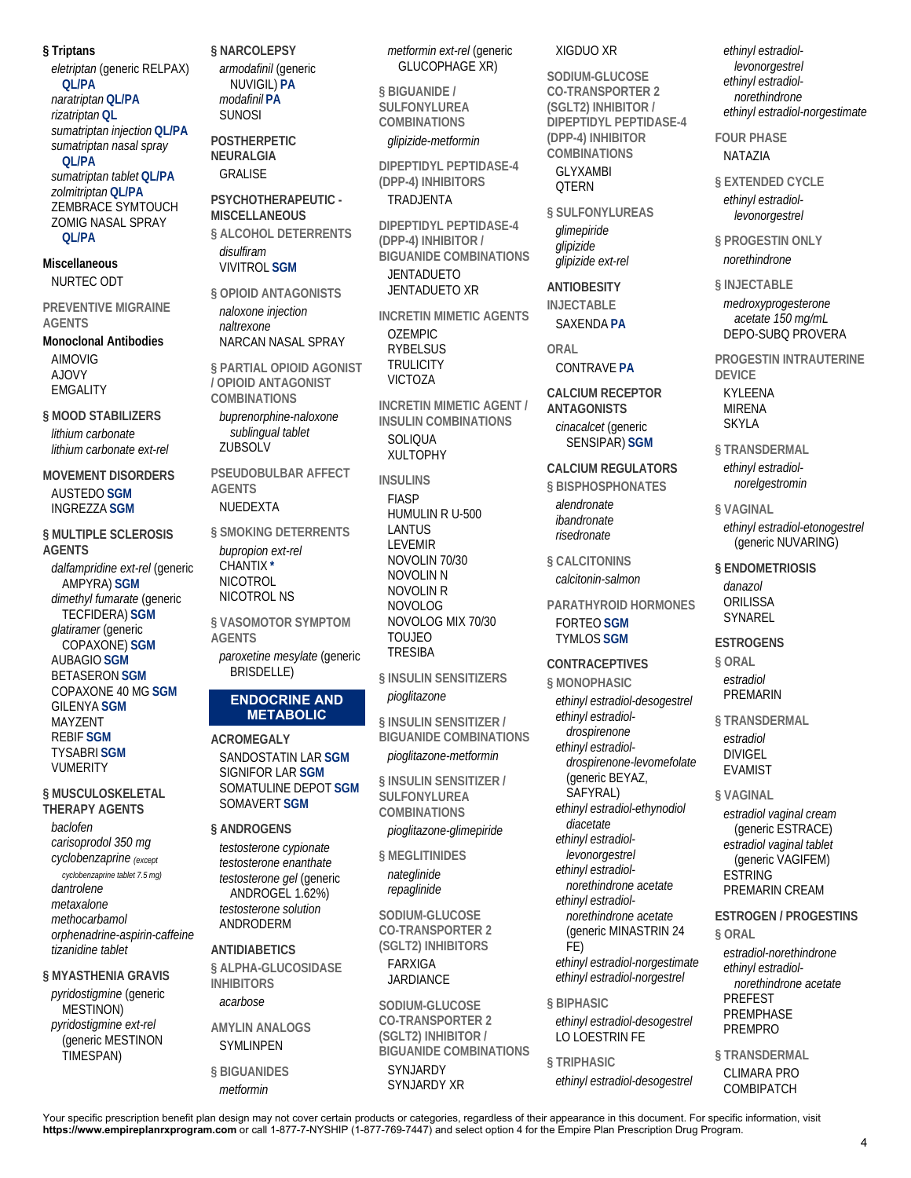**§ Triptans**

*eletriptan* (generic RELPAX) **QL/PA**
*naratriptan* **QL/PA**
*rizatriptan* **QL**
*sumatriptan injection* **QL/PA**
*sumatriptan nasal spray* **QL/PA**
*sumatriptan tablet* **QL/PA**
*zolmitriptan* **QL/PA**
ZEMBRACE SYMTOUCH
ZOMIG NASAL SPRAY **QL/PA**

**Miscellaneous**

NURTEC ODT

**PREVENTIVE MIGRAINE AGENTS**

**Monoclonal Antibodies**

AIMOVIG
AJOVY
EMGALITY

**§ MOOD STABILIZERS**

*lithium carbonate*
*lithium carbonate ext-rel*

**MOVEMENT DISORDERS**

AUSTEDO **SGM**
INGREZZA **SGM**

**§ MULTIPLE SCLEROSIS AGENTS**

*dalfampridine ext-rel* (generic AMPYRA) **SGM**
*dimethyl fumarate* (generic TECFIDERA) **SGM**
*glatiramer* (generic COPAXONE) **SGM**
AUBAGIO **SGM**
BETASERON **SGM**
COPAXONE 40 MG **SGM**
GILENYA **SGM**
MAYZENT
REBIF **SGM**
TYSABRI **SGM**
VUMERITY

**§ MUSCULOSKELETAL THERAPY AGENTS**

*baclofen*
*carisoprodol 350 mg*
*cyclobenzaprine* *(except cyclobenzaprine tablet 7.5 mg)*
*dantrolene*
*metaxalone*
*methocarbamol*
*orphenadrine-aspirin-caffeine*
*tizanidine tablet*

**§ MYASTHENIA GRAVIS**

*pyridostigmine* (generic MESTINON)
*pyridostigmine ext-rel* (generic MESTINON TIMESPAN)

**§ NARCOLEPSY**

*armodafinil* (generic NUVIGIL) **PA**
*modafinil* **PA**
SUNOSI

**POSTHERPETIC NEURALGIA**

GRALISE

**PSYCHOTHERAPEUTIC - MISCELLANEOUS**

**§ ALCOHOL DETERRENTS**

*disulfiram*
VIVITROL **SGM**

**§ OPIOID ANTAGONISTS**

*naloxone injection*
*naltrexone*
NARCAN NASAL SPRAY

**§ PARTIAL OPIOID AGONIST / OPIOID ANTAGONIST COMBINATIONS**

*buprenorphine-naloxone sublingual tablet*
ZUBSOLV

**PSEUDOBULBAR AFFECT AGENTS**

NUEDEXTA

**§ SMOKING DETERRENTS**

*bupropion ext-rel*
CHANTIX *
NICOTROL
NICOTROL NS

**§ VASOMOTOR SYMPTOM AGENTS**

*paroxetine mesylate* (generic BRISDELLE)

## ENDOCRINE AND METABOLIC

**ACROMEGALY**

SANDOSTATIN LAR **SGM**
SIGNIFOR LAR **SGM**
SOMATULINE DEPOT **SGM**
SOMAVERT **SGM**

**§ ANDROGENS**

*testosterone cypionate*
*testosterone enanthate*
*testosterone gel* (generic ANDROGEL 1.62%)
*testosterone solution*
ANDRODERM

**ANTIDIABETICS**

**§ ALPHA-GLUCOSIDASE INHIBITORS**

*acarbose*

**AMYLIN ANALOGS**

SYMLINPEN

**§ BIGUANIDES**

*metformin*
*metformin ext-rel* (generic GLUCOPHAGE XR)

**§ BIGUANIDE / SULFONYLUREA COMBINATIONS**

*glipizide-metformin*

**DIPEPTIDYL PEPTIDASE-4 (DPP-4) INHIBITORS**

TRADJENTA

**DIPEPTIDYL PEPTIDASE-4 (DPP-4) INHIBITOR / BIGUANIDE COMBINATIONS**

JENTADUETO
JENTADUETO XR

**INCRETIN MIMETIC AGENTS**

OZEMPIC
RYBELSUS
TRULICITY
VICTOZA

**INCRETIN MIMETIC AGENT / INSULIN COMBINATIONS**

SOLIQUA
XULTOPHY

**INSULINS**

FIASP
HUMULIN R U-500
LANTUS
LEVEMIR
NOVOLIN 70/30
NOVOLIN N
NOVOLIN R
NOVOLOG
NOVOLOG MIX 70/30
TOUJEO
TRESIBA

**§ INSULIN SENSITIZERS**

*pioglitazone*

**§ INSULIN SENSITIZER / BIGUANIDE COMBINATIONS**

*pioglitazone-metformin*

**§ INSULIN SENSITIZER / SULFONYLUREA COMBINATIONS**

*pioglitazone-glimepiride*

**§ MEGLITINIDES**

*nateglinide*
*repaglinide*

**SODIUM-GLUCOSE CO-TRANSPORTER 2 (SGLT2) INHIBITORS**

FARXIGA
JARDIANCE

**SODIUM-GLUCOSE CO-TRANSPORTER 2 (SGLT2) INHIBITOR / BIGUANIDE COMBINATIONS**

SYNJARDY
SYNJARDY XR
XIGDUO XR

**SODIUM-GLUCOSE CO-TRANSPORTER 2 (SGLT2) INHIBITOR / DIPEPTIDYL PEPTIDASE-4 (DPP-4) INHIBITOR COMBINATIONS**

GLYXAMBI
QTERN

**§ SULFONYLUREAS**

*glimepiride*
*glipizide*
*glipizide ext-rel*

**ANTIOBESITY**

**INJECTABLE**

SAXENDA **PA**

**ORAL**

CONTRAVE **PA**

**CALCIUM RECEPTOR ANTAGONISTS**

*cinacalcet* (generic SENSIPAR) **SGM**

**CALCIUM REGULATORS**

**§ BISPHOSPHONATES**

*alendronate*
*ibandronate*
*risedronate*

**§ CALCITONINS**

*calcitonin-salmon*

**PARATHYROID HORMONES**

FORTEO **SGM**
TYMLOS **SGM**

**CONTRACEPTIVES**

**§ MONOPHASIC**

*ethinyl estradiol-desogestrel*
*ethinyl estradiol-drospirenone*
*ethinyl estradiol-drospirenone-levomefolate* (generic BEYAZ, SAFYRAL)
*ethinyl estradiol-ethynodiol diacetate*
*ethinyl estradiol-levonorgestrel*
*ethinyl estradiol-norethindrone acetate*
*ethinyl estradiol-norethindrone acetate* (generic MINASTRIN 24 FE)
*ethinyl estradiol-norgestimate*
*ethinyl estradiol-norgestrel*

**§ BIPHASIC**

*ethinyl estradiol-desogestrel*
LO LOESTRIN FE

**§ TRIPHASIC**

*ethinyl estradiol-desogestrel*
*ethinyl estradiol-levonorgestrel*
*ethinyl estradiol-norethindrone*
*ethinyl estradiol-norgestimate*

**FOUR PHASE**

NATAZIA

**§ EXTENDED CYCLE**

*ethinyl estradiol-levonorgestrel*

**§ PROGESTIN ONLY**

*norethindrone*

**§ INJECTABLE**

*medroxyprogesterone acetate 150 mg/mL*
DEPO-SUBQ PROVERA

**PROGESTIN INTRAUTERINE DEVICE**

KYLEENA
MIRENA
SKYLA

**§ TRANSDERMAL**

*ethinyl estradiol-norelgestromin*

**§ VAGINAL**

*ethinyl estradiol-etonogestrel* (generic NUVARING)

**§ ENDOMETRIOSIS**

*danazol*
ORILISSA
SYNAREL

**ESTROGENS**

**§ ORAL**

*estradiol*
PREMARIN

**§ TRANSDERMAL**

*estradiol*
DIVIGEL
EVAMIST

**§ VAGINAL**

*estradiol vaginal cream* (generic ESTRACE)
*estradiol vaginal tablet* (generic VAGIFEM)
ESTRING
PREMARIN CREAM

**ESTROGEN / PROGESTINS**

**§ ORAL**

*estradiol-norethindrone*
*ethinyl estradiol-norethindrone acetate*
PREFEST
PREMPHASE
PREMPRO

**§ TRANSDERMAL**

CLIMARA PRO
COMBIPATCH

Your specific prescription benefit plan design may not cover certain products or categories, regardless of their appearance in this document. For specific information, visit **https://www.empireplanrxprogram.com** or call 1-877-7-NYSHIP (1-877-769-7447) and select option 4 for the Empire Plan Prescription Drug Program.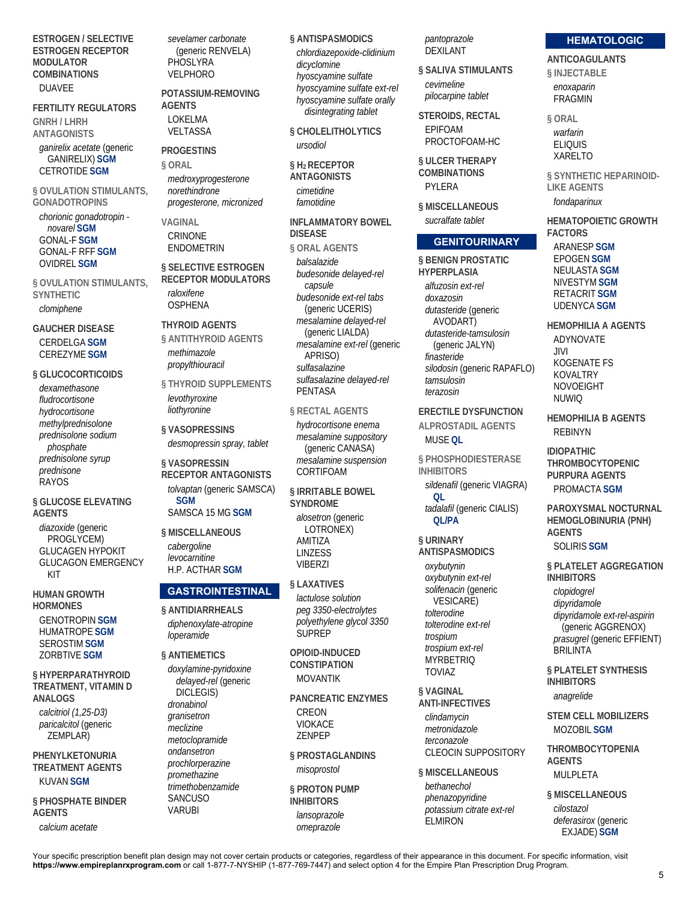**ESTROGEN / SELECTIVE ESTROGEN RECEPTOR MODULATOR COMBINATIONS**

DUAVEE

**FERTILITY REGULATORS**

**GNRH / LHRH ANTAGONISTS**

*ganirelix acetate* (generic GANIRELIX) **SGM**
CETROTIDE **SGM**

**§ OVULATION STIMULANTS, GONADOTROPINS**

*chorionic gonadotropin - novarel* **SGM**
GONAL-F **SGM**
GONAL-F RFF **SGM**
OVIDREL **SGM**

**§ OVULATION STIMULANTS, SYNTHETIC**

*clomiphene*

**GAUCHER DISEASE**

CERDELGA **SGM**
CEREZYME **SGM**

**§ GLUCOCORTICOIDS**

*dexamethasone*
*fludrocortisone*
*hydrocortisone*
*methylprednisolone*
*prednisolone sodium phosphate*
*prednisolone syrup*
*prednisone*
RAYOS

**§ GLUCOSE ELEVATING AGENTS**

*diazoxide* (generic PROGLYCEM)
GLUCAGEN HYPOKIT
GLUCAGON EMERGENCY KIT

**HUMAN GROWTH HORMONES**

GENOTROPIN **SGM**
HUMATROPE **SGM**
SEROSTIM **SGM**
ZORBTIVE **SGM**

**§ HYPERPARATHYROID TREATMENT, VITAMIN D ANALOGS**

*calcitriol (1,25-D3)*
*paricalcitol* (generic ZEMPLAR)

**PHENYLKETONURIA TREATMENT AGENTS**

KUVAN **SGM**

**§ PHOSPHATE BINDER AGENTS**

*calcium acetate*
*sevelamer carbonate* (generic RENVELA)
PHOSLYRA
VELPHORO

**POTASSIUM-REMOVING AGENTS**

LOKELMA
VELTASSA

**PROGESTINS**

**§ ORAL**

*medroxyprogesterone*
*norethindrone*
*progesterone, micronized*

**VAGINAL**

CRINONE
ENDOMETRIN

**§ SELECTIVE ESTROGEN RECEPTOR MODULATORS**

*raloxifene*
OSPHENA

**THYROID AGENTS**

**§ ANTITHYROID AGENTS**

*methimazole*
*propylthiouracil*

**§ THYROID SUPPLEMENTS**

*levothyroxine*
*liothyronine*

**§ VASOPRESSINS**

*desmopressin spray, tablet*

**§ VASOPRESSIN RECEPTOR ANTAGONISTS**

*tolvaptan* (generic SAMSCA) **SGM**
SAMSCA 15 MG **SGM**

**§ MISCELLANEOUS**

*cabergoline*
*levocarnitine*
H.P. ACTHAR **SGM**

## GASTROINTESTINAL

**§ ANTIDIARRHEALS**

*diphenoxylate-atropine*
*loperamide*

**§ ANTIEMETICS**

*doxylamine-pyridoxine delayed-rel* (generic DICLEGIS)
*dronabinol*
*granisetron*
*meclizine*
*metoclopramide*
*ondansetron*
*prochlorperazine*
*promethazine*
*trimethobenzamide*
SANCUSO
VARUBI

**§ ANTISPASMODICS**

*chlordiazepoxide-clidinium*
*dicyclomine*
*hyoscyamine sulfate*
*hyoscyamine sulfate ext-rel*
*hyoscyamine sulfate orally disintegrating tablet*

**§ CHOLELITHOLYTICS**

*ursodiol*

**§ $H_2$ RECEPTOR ANTAGONISTS**

*cimetidine*
*famotidine*

**INFLAMMATORY BOWEL DISEASE**

**§ ORAL AGENTS**

*balsalazide*
*budesonide delayed-rel capsule*
*budesonide ext-rel tabs* (generic UCERIS)
*mesalamine delayed-rel* (generic LIALDA)
*mesalamine ext-rel* (generic APRISO)
*sulfasalazine*
*sulfasalazine delayed-rel*
PENTASA

**§ RECTAL AGENTS**

*hydrocortisone enema*
*mesalamine suppository* (generic CANASA)
*mesalamine suspension*
CORTIFOAM

**§ IRRITABLE BOWEL SYNDROME**

*alosetron* (generic LOTRONEX)
AMITIZA
LINZESS
VIBERZI

**§ LAXATIVES**

*lactulose solution*
*peg 3350-electrolytes*
*polyethylene glycol 3350*
SUPREP

**OPIOID-INDUCED CONSTIPATION**

MOVANTIK

**PANCREATIC ENZYMES**

CREON
VIOKACE
ZENPEP

**§ PROSTAGLANDINS**

*misoprostol*

**§ PROTON PUMP INHIBITORS**

*lansoprazole*
*omeprazole*
*pantoprazole*
DEXILANT

**§ SALIVA STIMULANTS**

*cevimeline*
*pilocarpine tablet*

**STEROIDS, RECTAL**

EPIFOAM
PROCTOFOAM-HC

**§ ULCER THERAPY COMBINATIONS**

PYLERA

**§ MISCELLANEOUS**

*sucralfate tablet*

## GENITOURINARY

**§ BENIGN PROSTATIC HYPERPLASIA**

*alfuzosin ext-rel*
*doxazosin*
*dutasteride* (generic AVODART)
*dutasteride-tamsulosin* (generic JALYN)
*finasteride*
*silodosin* (generic RAPAFLO)
*tamsulosin*
*terazosin*

**ERECTILE DYSFUNCTION**

**ALPROSTADIL AGENTS**

MUSE **QL**

**§ PHOSPHODIESTERASE INHIBITORS**

*sildenafil* (generic VIAGRA) **QL**
*tadalafil* (generic CIALIS) **QL/PA**

**§ URINARY ANTISPASMODICS**

*oxybutynin*
*oxybutynin ext-rel*
*solifenacin* (generic VESICARE)
*tolterodine*
*tolterodine ext-rel*
*trospium*
*trospium ext-rel*
MYRBETRIQ
TOVIAZ

**§ VAGINAL ANTI-INFECTIVES**

*clindamycin*
*metronidazole*
*terconazole*
CLEOCIN SUPPOSITORY

**§ MISCELLANEOUS**

*bethanechol*
*phenazopyridine*
*potassium citrate ext-rel*
ELMIRON

## HEMATOLOGIC

**ANTICOAGULANTS**

**§ INJECTABLE**

*enoxaparin*
FRAGMIN

**§ ORAL**

*warfarin*
ELIQUIS
XARELTO

**§ SYNTHETIC HEPARINOID-LIKE AGENTS**

*fondaparinux*

**HEMATOPOIETIC GROWTH FACTORS**

ARANESP **SGM**
EPOGEN **SGM**
NEULASTA **SGM**
NIVESTYM **SGM**
RETACRIT **SGM**
UDENYCA **SGM**

**HEMOPHILIA A AGENTS**

ADYNOVATE
JIVI
KOGENATE FS
KOVALTRY
NOVOEIGHT
NUWIQ

**HEMOPHILIA B AGENTS**

REBINYN

**IDIOPATHIC THROMBOCYTOPENIC PURPURA AGENTS**

PROMACTA **SGM**

**PAROXYSMAL NOCTURNAL HEMOGLOBINURIA (PNH) AGENTS**

SOLIRIS **SGM**

**§ PLATELET AGGREGATION INHIBITORS**

*clopidogrel*
*dipyridamole*
*dipyridamole ext-rel-aspirin* (generic AGGRENOX)
*prasugrel* (generic EFFIENT)
BRILINTA

**§ PLATELET SYNTHESIS INHIBITORS**

*anagrelide*

**STEM CELL MOBILIZERS**

MOZOBIL **SGM**

**THROMBOCYTOPENIA AGENTS**

MULPLETA

**§ MISCELLANEOUS**

*cilostazol*
*deferasirox* (generic EXJADE) **SGM**

Your specific prescription benefit plan design may not cover certain products or categories, regardless of their appearance in this document. For specific information, visit **https://www.empireplanrxprogram.com** or call 1-877-7-NYSHIP (1-877-769-7447) and select option 4 for the Empire Plan Prescription Drug Program.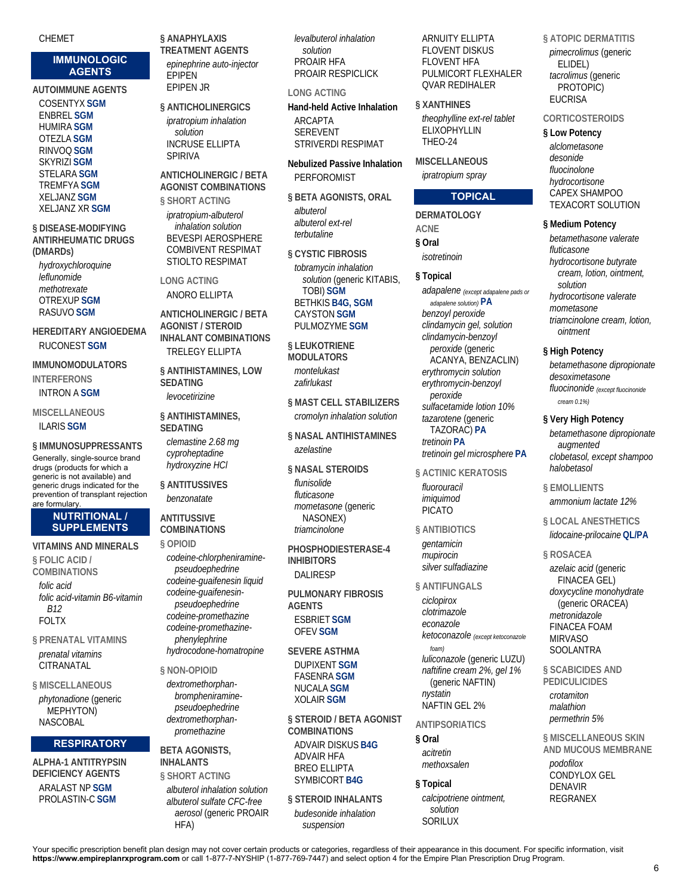CHEMET

## IMMUNOLOGIC AGENTS

### AUTOIMMUNE AGENTS

COSENTYX **SGM**
ENBREL **SGM**
HUMIRA **SGM**
OTEZLA **SGM**
RINVOQ **SGM**
SKYRIZI **SGM**
STELARA **SGM**
TREMFYA **SGM**
XELJANZ **SGM**
XELJANZ XR **SGM**

### § DISEASE-MODIFYING ANTIRHEUMATIC DRUGS (DMARDs)

*hydroxychloroquine*
*leflunomide*
*methotrexate*
OTREXUP **SGM**
RASUVO **SGM**

### HEREDITARY ANGIOEDEMA

RUCONEST **SGM**

### IMMUNOMODULATORS

#### INTERFERONS

INTRON A **SGM**

#### MISCELLANEOUS

ILARIS **SGM**

### § IMMUNOSUPPRESSANTS

Generally, single-source brand drugs (products for which a generic is not available) and generic drugs indicated for the prevention of transplant rejection are formulary.

## NUTRITIONAL / SUPPLEMENTS

### VITAMINS AND MINERALS

#### § FOLIC ACID / COMBINATIONS

*folic acid*
*folic acid-vitamin B6-vitamin B12*
FOLTX

#### § PRENATAL VITAMINS

*prenatal vitamins*
CITRANATAL

#### § MISCELLANEOUS

*phytonadione* (generic MEPHYTON)
NASCOBAL

## RESPIRATORY

### ALPHA-1 ANTITRYPSIN DEFICIENCY AGENTS

ARALAST NP **SGM**
PROLASTIN-C **SGM**

### § ANAPHYLAXIS TREATMENT AGENTS

*epinephrine auto-injector*
EPIPEN
EPIPEN JR

### § ANTICHOLINERGICS

*ipratropium inhalation solution*
INCRUSE ELLIPTA
SPIRIVA

### ANTICHOLINERGIC / BETA AGONIST COMBINATIONS

#### § SHORT ACTING

*ipratropium-albuterol inhalation solution*
BEVESPI AEROSPHERE
COMBIVENT RESPIMAT
STIOLTO RESPIMAT

#### LONG ACTING

ANORO ELLIPTA

### ANTICHOLINERGIC / BETA AGONIST / STEROID INHALANT COMBINATIONS

TRELEGY ELLIPTA

### § ANTIHISTAMINES, LOW SEDATING

*levocetirizine*

### § ANTIHISTAMINES, SEDATING

*clemastine 2.68 mg*
*cyproheptadine*
*hydroxyzine HCl*

### § ANTITUSSIVES

*benzonatate*

### ANTITUSSIVE COMBINATIONS

#### § OPIOID

*codeine-chlorpheniramine-pseudoephedrine*
*codeine-guaifenesin liquid*
*codeine-guaifenesin-pseudoephedrine*
*codeine-promethazine*
*codeine-promethazine-phenylephrine*
*hydrocodone-homatropine*

#### § NON-OPIOID

*dextromethorphan-brompheniramine-pseudoephedrine*
*dextromethorphan-promethazine*

### BETA AGONISTS, INHALANTS

#### § SHORT ACTING

*albuterol inhalation solution*
*albuterol sulfate CFC-free aerosol* (generic PROAIR HFA)
*levalbuterol inhalation solution*
PROAIR HFA
PROAIR RESPICLICK

#### LONG ACTING

**Hand-held Active Inhalation**

ARCAPTA
SEREVENT
STRIVERDI RESPIMAT

**Nebulized Passive Inhalation**

PERFOROMIST

### § BETA AGONISTS, ORAL

*albuterol*
*albuterol ext-rel*
*terbutaline*

### § CYSTIC FIBROSIS

*tobramycin inhalation solution* (generic KITABIS, TOBI) **SGM**
BETHKIS **B4G, SGM**
CAYSTON **SGM**
PULMOZYME **SGM**

### § LEUKOTRIENE MODULATORS

*montelukast*
*zafirlukast*

### § MAST CELL STABILIZERS

*cromolyn inhalation solution*

### § NASAL ANTIHISTAMINES

*azelastine*

### § NASAL STEROIDS

*flunisolide*
*fluticasone*
*mometasone* (generic NASONEX)
*triamcinolone*

### PHOSPHODIESTERASE-4 INHIBITORS

DALIRESP

### PULMONARY FIBROSIS AGENTS

ESBRIET **SGM**
OFEV **SGM**

### SEVERE ASTHMA

DUPIXENT **SGM**
FASENRA **SGM**
NUCALA **SGM**
XOLAIR **SGM**

### § STEROID / BETA AGONIST COMBINATIONS

ADVAIR DISKUS **B4G**
ADVAIR HFA
BREO ELLIPTA
SYMBICORT **B4G**

### § STEROID INHALANTS

*budesonide inhalation suspension*
ARNUITY ELLIPTA
FLOVENT DISKUS
FLOVENT HFA
PULMICORT FLEXHALER
QVAR REDIHALER

### § XANTHINES

*theophylline ext-rel tablet*
ELIXOPHYLLIN
THEO-24

### MISCELLANEOUS

*ipratropium spray*

## TOPICAL

### DERMATOLOGY

#### ACNE

**§ Oral**

*isotretinoin*

**§ Topical**

*adapalene (except adapalene pads or adapalene solution)* **PA**
*benzoyl peroxide*
*clindamycin gel, solution*
*clindamycin-benzoyl peroxide* (generic ACANYA, BENZACLIN)
*erythromycin solution*
*erythromycin-benzoyl peroxide*
*sulfacetamide lotion 10%*
*tazarotene* (generic TAZORAC) **PA**
*tretinoin* **PA**
*tretinoin gel microsphere* **PA**

#### § ACTINIC KERATOSIS

*fluorouracil*
*imiquimod*
PICATO

#### § ANTIBIOTICS

*gentamicin*
*mupirocin*
*silver sulfadiazine*

#### § ANTIFUNGALS

*ciclopirox*
*clotrimazole*
*econazole*
*ketoconazole (except ketoconazole foam)*
*luliconazole* (generic LUZU)
*naftifine cream 2%, gel 1%* (generic NAFTIN)
*nystatin*
NAFTIN GEL 2%

#### ANTIPSORIATICS

**§ Oral**

*acitretin*
*methoxsalen*

**§ Topical**

*calcipotriene ointment, solution*
SORILUX

#### § ATOPIC DERMATITIS

*pimecrolimus* (generic ELIDEL)
*tacrolimus* (generic PROTOPIC)
EUCRISA

#### CORTICOSTEROIDS

**§ Low Potency**

*alclometasone*
*desonide*
*fluocinolone*
*hydrocortisone*
CAPEX SHAMPOO
TEXACORT SOLUTION

**§ Medium Potency**

*betamethasone valerate*
*fluticasone*
*hydrocortisone butyrate cream, lotion, ointment, solution*
*hydrocortisone valerate*
*mometasone*
*triamcinolone cream, lotion, ointment*

**§ High Potency**

*betamethasone dipropionate*
*desoximetasone*
*fluocinonide (except fluocinonide cream 0.1%)*

**§ Very High Potency**

*betamethasone dipropionate augmented*
*clobetasol, except shampoo*
*halobetasol*

#### § EMOLLIENTS

*ammonium lactate 12%*

#### § LOCAL ANESTHETICS

*lidocaine-prilocaine* **QL/PA**

#### § ROSACEA

*azelaic acid* (generic FINACEA GEL)
*doxycycline monohydrate* (generic ORACEA)
*metronidazole*
FINACEA FOAM
MIRVASO
SOOLANTRA

#### § SCABICIDES AND PEDICULICIDES

*crotamiton*
*malathion*
*permethrin 5%*

#### § MISCELLANEOUS SKIN AND MUCOUS MEMBRANE

*podofilox*
CONDYLOX GEL
DENAVIR
REGRANEX

Your specific prescription benefit plan design may not cover certain products or categories, regardless of their appearance in this document. For specific information, visit **https://www.empireplanrxprogram.com** or call 1-877-7-NYSHIP (1-877-769-7447) and select option 4 for the Empire Plan Prescription Drug Program.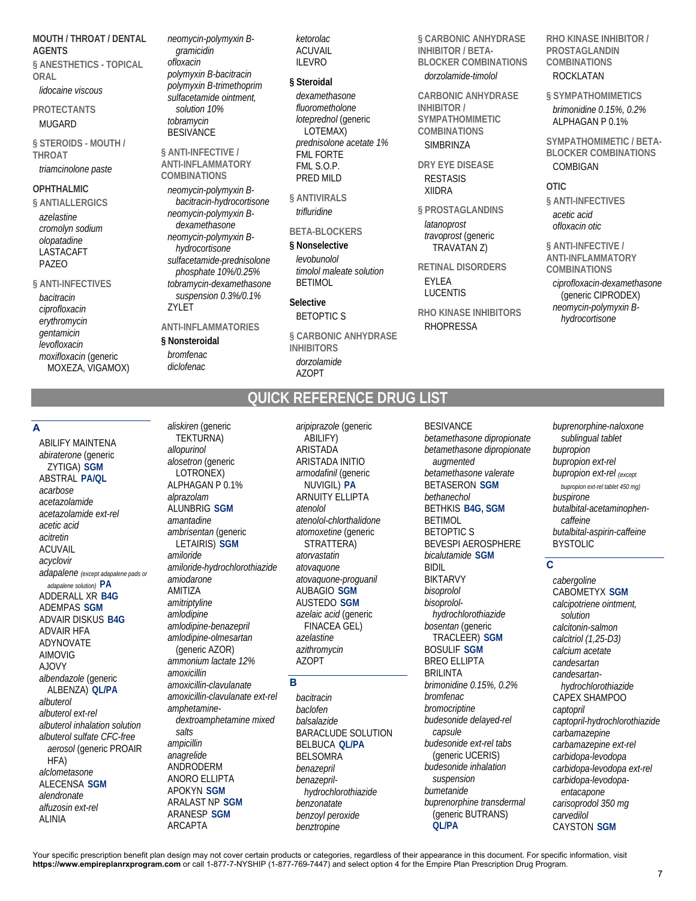**MOUTH / THROAT / DENTAL AGENTS**

**§ ANESTHETICS - TOPICAL ORAL**

*lidocaine viscous*

**PROTECTANTS**

MUGARD

**§ STEROIDS - MOUTH / THROAT**

*triamcinolone paste*

**OPHTHALMIC**

**§ ANTIALLERGICS**

*azelastine*
*cromolyn sodium*
*olopatadine*
LASTACAFT
PAZEO

**§ ANTI-INFECTIVES**

*bacitracin*
*ciprofloxacin*
*erythromycin*
*gentamicin*
*levofloxacin*
*moxifloxacin* (generic MOXEZA, VIGAMOX)
*neomycin-polymyxin B-gramicidin*
*ofloxacin*
*polymyxin B-bacitracin*
*polymyxin B-trimethoprim*
*sulfacetamide ointment, solution 10%*
*tobramycin*
BESIVANCE

**§ ANTI-INFECTIVE / ANTI-INFLAMMATORY COMBINATIONS**

*neomycin-polymyxin B-bacitracin-hydrocortisone*
*neomycin-polymyxin B-dexamethasone*
*neomycin-polymyxin B-hydrocortisone*
*sulfacetamide-prednisolone phosphate 10%/0.25%*
*tobramycin-dexamethasone suspension 0.3%/0.1%*
ZYLET

**ANTI-INFLAMMATORIES**

**§ Nonsteroidal**

*bromfenac*
*diclofenac*
*ketorolac*
ACUVAIL
ILEVRO

**§ Steroidal**

*dexamethasone*
*fluorometholone*
*loteprednol* (generic LOTEMAX)
*prednisolone acetate 1%*
FML FORTE
FML S.O.P.
PRED MILD

**§ ANTIVIRALS**

*trifluridine*

**BETA-BLOCKERS**

**§ Nonselective**

*levobunolol*
*timolol maleate solution*
BETIMOL

**Selective**

BETOPTIC S

**§ CARBONIC ANHYDRASE INHIBITORS**

*dorzolamide*
AZOPT

**§ CARBONIC ANHYDRASE INHIBITOR / BETA-BLOCKER COMBINATIONS**

*dorzolamide-timolol*

**CARBONIC ANHYDRASE INHIBITOR / SYMPATHOMIMETIC COMBINATIONS**

SIMBRINZA

**DRY EYE DISEASE**

RESTASIS
XIIDRA

**§ PROSTAGLANDINS**

*latanoprost*
*travoprost* (generic TRAVATAN Z)

**RETINAL DISORDERS**

EYLEA
LUCENTIS

**RHO KINASE INHIBITORS**

RHOPRESSA

**RHO KINASE INHIBITOR / PROSTAGLANDIN COMBINATIONS**

ROCKLATAN

**§ SYMPATHOMIMETICS**

*brimonidine 0.15%, 0.2%*
ALPHAGAN P 0.1%

**SYMPATHOMIMETIC / BETA-BLOCKER COMBINATIONS**

COMBIGAN

**OTIC**

**§ ANTI-INFECTIVES**

*acetic acid*
*ofloxacin otic*

**§ ANTI-INFECTIVE / ANTI-INFLAMMATORY COMBINATIONS**

*ciprofloxacin-dexamethasone* (generic CIPRODEX)
*neomycin-polymyxin B-hydrocortisone*

# QUICK REFERENCE DRUG LIST

## A

ABILIFY MAINTENA
*abiraterone* (generic ZYTIGA) **SGM**
ABSTRAL **PA/QL**
*acarbose*
*acetazolamide*
*acetazolamide ext-rel*
*acetic acid*
*acitretin*
ACUVAIL
*acyclovir*
*adapalene* *(except adapalene pads or adapalene solution)* **PA**
ADDERALL XR **B4G**
ADEMPAS **SGM**
ADVAIR DISKUS **B4G**
ADVAIR HFA
ADYNOVATE
AIMOVIG
AJOVY
*albendazole* (generic ALBENZA) **QL/PA**
*albuterol*
*albuterol ext-rel*
*albuterol inhalation solution*
*albuterol sulfate CFC-free aerosol* (generic PROAIR HFA)
*alclometasone*
ALECENSA **SGM**
*alendronate*
*alfuzosin ext-rel*
ALINIA
*aliskiren* (generic TEKTURNA)
*allopurinol*
*alosetron* (generic LOTRONEX)
ALPHAGAN P 0.1%
*alprazolam*
ALUNBRIG **SGM**
*amantadine*
*ambrisentan* (generic LETAIRIS) **SGM**
*amiloride*
*amiloride-hydrochlorothiazide*
*amiodarone*
AMITIZA
*amitriptyline*
*amlodipine*
*amlodipine-benazepril*
*amlodipine-olmesartan* (generic AZOR)
*ammonium lactate 12%*
*amoxicillin*
*amoxicillin-clavulanate*
*amoxicillin-clavulanate ext-rel*
*amphetamine-dextroamphetamine mixed salts*
*ampicillin*
*anagrelide*
ANDRODERM
ANORO ELLIPTA
APOKYN **SGM**
ARALAST NP **SGM**
ARANESP **SGM**
ARCAPTA
*aripiprazole* (generic ABILIFY)
ARISTADA
ARISTADA INITIO
*armodafinil* (generic NUVIGIL) **PA**
ARNUITY ELLIPTA
*atenolol*
*atenolol-chlorthalidone*
*atomoxetine* (generic STRATTERA)
*atorvastatin*
*atovaquone*
*atovaquone-proguanil*
AUBAGIO **SGM**
AUSTEDO **SGM**
*azelaic acid* (generic FINACEA GEL)
*azelastine*
*azithromycin*
AZOPT

## B

*bacitracin*
*baclofen*
*balsalazide*
BARACLUDE SOLUTION
BELBUCA **QL/PA**
BELSOMRA
*benazepril*
*benazepril-hydrochlorothiazide*
*benzonatate*
*benzoyl peroxide*
*benztropine*
BESIVANCE
*betamethasone dipropionate*
*betamethasone dipropionate augmented*
*betamethasone valerate*
BETASERON **SGM**
*bethanechol*
BETHKIS **B4G, SGM**
BETIMOL
BETOPTIC S
BEVESPI AEROSPHERE
*bicalutamide* **SGM**
BIDIL
BIKTARVY
*bisoprolol*
*bisoprolol-hydrochlorothiazide*
*bosentan* (generic TRACLEER) **SGM**
BOSULIF **SGM**
BREO ELLIPTA
BRILINTA
*brimonidine 0.15%, 0.2%*
*bromfenac*
*bromocriptine*
*budesonide delayed-rel capsule*
*budesonide ext-rel tabs* (generic UCERIS)
*budesonide inhalation suspension*
*bumetanide*
*buprenorphine transdermal* (generic BUTRANS) **QL/PA**
*buprenorphine-naloxone sublingual tablet*
*bupropion*
*bupropion ext-rel*
*bupropion ext-rel* *(except bupropion ext-rel tablet 450 mg)*
*buspirone*
*butalbital-acetaminophen-caffeine*
*butalbital-aspirin-caffeine*
BYSTOLIC

## C

*cabergoline*
CABOMETYX **SGM**
*calcipotriene ointment, solution*
*calcitonin-salmon*
*calcitriol (1,25-D3)*
*calcium acetate*
*candesartan*
*candesartan-hydrochlorothiazide*
CAPEX SHAMPOO
*captopril*
*captopril-hydrochlorothiazide*
*carbamazepine*
*carbamazepine ext-rel*
*carbidopa-levodopa*
*carbidopa-levodopa ext-rel*
*carbidopa-levodopa-entacapone*
*carisoprodol 350 mg*
*carvedilol*
CAYSTON **SGM**

Your specific prescription benefit plan design may not cover certain products or categories, regardless of their appearance in this document. For specific information, visit **https://www.empireplanrxprogram.com** or call 1-877-7-NYSHIP (1-877-769-7447) and select option 4 for the Empire Plan Prescription Drug Program.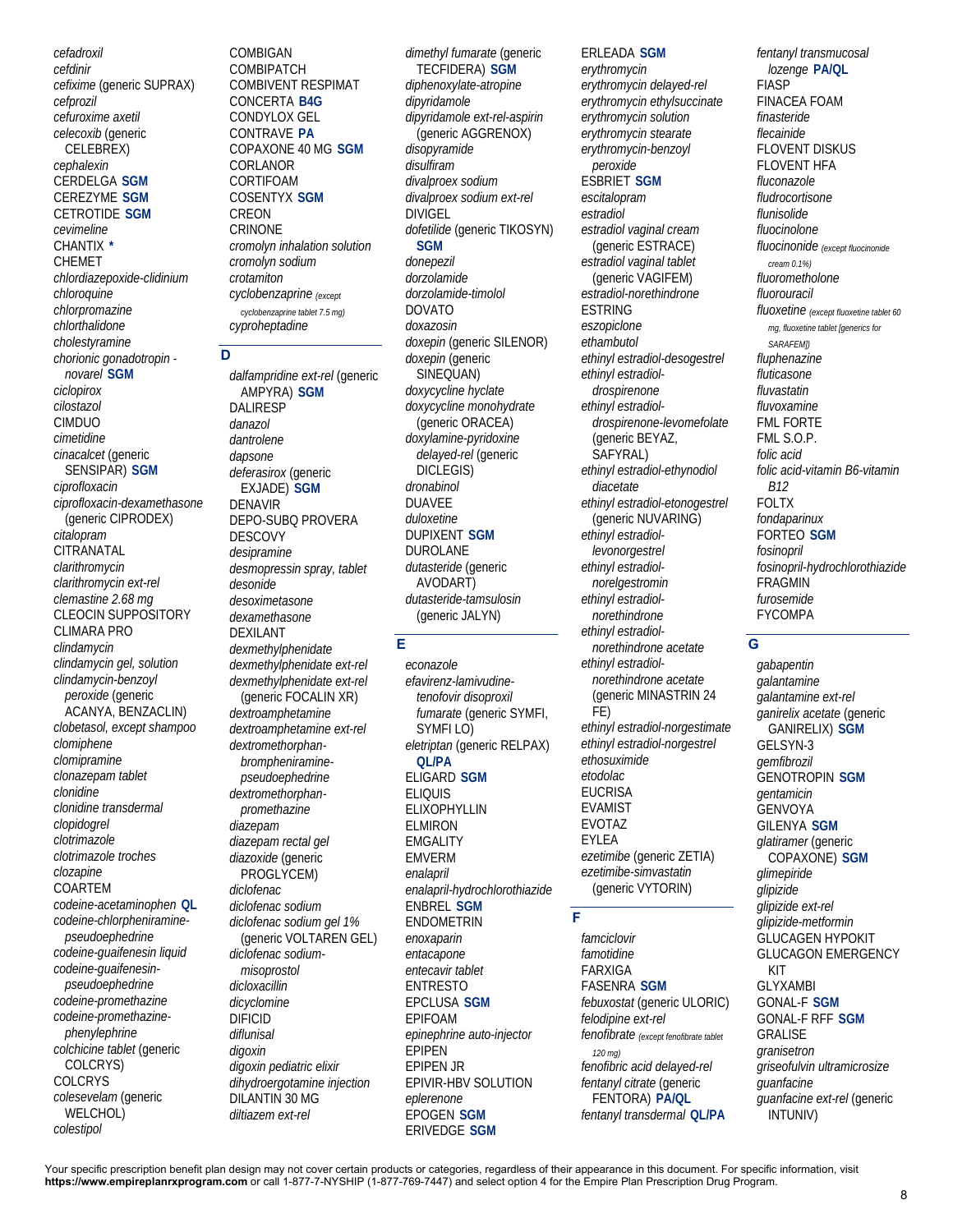*cefadroxil*
*cefdinir*
*cefixime* (generic SUPRAX)
*cefprozil*
*cefuroxime axetil*
*celecoxib* (generic CELEBREX)
*cephalexin*
CERDELGA **SGM**
CEREZYME **SGM**
CETROTIDE **SGM**
*cevimeline*
CHANTIX *
CHEMET
*chlordiazepoxide-clidinium*
*chloroquine*
*chlorpromazine*
*chlorthalidone*
*cholestyramine*
*chorionic gonadotropin - novarel* **SGM**
*ciclopirox*
*cilostazol*
CIMDUO
*cimetidine*
*cinacalcet* (generic SENSIPAR) **SGM**
*ciprofloxacin*
*ciprofloxacin-dexamethasone* (generic CIPRODEX)
*citalopram*
CITRANATAL
*clarithromycin*
*clarithromycin ext-rel*
*clemastine 2.68 mg*
CLEOCIN SUPPOSITORY
CLIMARA PRO
*clindamycin*
*clindamycin gel, solution*
*clindamycin-benzoyl peroxide* (generic ACANYA, BENZACLIN)
*clobetasol, except shampoo*
*clomiphene*
*clomipramine*
*clonazepam tablet*
*clonidine*
*clonidine transdermal*
*clopidogrel*
*clotrimazole*
*clotrimazole troches*
*clozapine*
COARTEM
*codeine-acetaminophen* **QL**
*codeine-chlorpheniramine-pseudoephedrine*
*codeine-guaifenesin liquid*
*codeine-guaifenesin-pseudoephedrine*
*codeine-promethazine*
*codeine-promethazine-phenylephrine*
*colchicine tablet* (generic COLCRYS)
COLCRYS
*colesevelam* (generic WELCHOL)
*colestipol*
COMBIGAN
COMBIPATCH
COMBIVENT RESPIMAT
CONCERTA **B4G**
CONDYLOX GEL
CONTRAVE **PA**
COPAXONE 40 MG **SGM**
CORLANOR
CORTIFOAM
COSENTYX **SGM**
CREON
CRINONE
*cromolyn inhalation solution*
*cromolyn sodium*
*crotamiton*
*cyclobenzaprine* *(except cyclobenzaprine tablet 7.5 mg)*
*cyproheptadine*

## D

*dalfampridine ext-rel* (generic AMPYRA) **SGM**
DALIRESP
*danazol*
*dantrolene*
*dapsone*
*deferasirox* (generic EXJADE) **SGM**
DENAVIR
DEPO-SUBQ PROVERA
DESCOVY
*desipramine*
*desmopressin spray, tablet*
*desonide*
*desoximetasone*
*dexamethasone*
DEXILANT
*dexmethylphenidate*
*dexmethylphenidate ext-rel*
*dexmethylphenidate ext-rel* (generic FOCALIN XR)
*dextroamphetamine*
*dextroamphetamine ext-rel*
*dextromethorphan-brompheniramine-pseudoephedrine*
*dextromethorphan-promethazine*
*diazepam*
*diazepam rectal gel*
*diazoxide* (generic PROGLYCEM)
*diclofenac*
*diclofenac sodium*
*diclofenac sodium gel 1%* (generic VOLTAREN GEL)
*diclofenac sodium-misoprostol*
*dicloxacillin*
*dicyclomine*
DIFICID
*diflunisal*
*digoxin*
*digoxin pediatric elixir*
*dihydroergotamine injection*
DILANTIN 30 MG
*diltiazem ext-rel*
*dimethyl fumarate* (generic TECFIDERA) **SGM**
*diphenoxylate-atropine*
*dipyridamole*
*dipyridamole ext-rel-aspirin* (generic AGGRENOX)
*disopyramide*
*disulfiram*
*divalproex sodium*
*divalproex sodium ext-rel*
DIVIGEL
*dofetilide* (generic TIKOSYN) **SGM**
*donepezil*
*dorzolamide*
*dorzolamide-timolol*
DOVATO
*doxazosin*
*doxepin* (generic SILENOR)
*doxepin* (generic SINEQUAN)
*doxycycline hyclate*
*doxycycline monohydrate* (generic ORACEA)
*doxylamine-pyridoxine delayed-rel* (generic DICLEGIS)
*dronabinol*
DUAVEE
*duloxetine*
DUPIXENT **SGM**
DUROLANE
*dutasteride* (generic AVODART)
*dutasteride-tamsulosin* (generic JALYN)

## E

*econazole*
*efavirenz-lamivudine-tenofovir disoproxil fumarate* (generic SYMFI, SYMFI LO)
*eletriptan* (generic RELPAX) **QL/PA**
ELIGARD **SGM**
ELIQUIS
ELIXOPHYLLIN
ELMIRON
EMGALITY
EMVERM
*enalapril*
*enalapril-hydrochlorothiazide*
ENBREL **SGM**
ENDOMETRIN
*enoxaparin*
*entacapone*
*entecavir tablet*
ENTRESTO
EPCLUSA **SGM**
EPIFOAM
*epinephrine auto-injector*
EPIPEN
EPIPEN JR
EPIVIR-HBV SOLUTION
*eplerenone*
EPOGEN **SGM**
ERIVEDGE **SGM**
ERLEADA **SGM**
*erythromycin*
*erythromycin delayed-rel*
*erythromycin ethylsuccinate*
*erythromycin solution*
*erythromycin stearate*
*erythromycin-benzoyl peroxide*
ESBRIET **SGM**
*escitalopram*
*estradiol*
*estradiol vaginal cream* (generic ESTRACE)
*estradiol vaginal tablet* (generic VAGIFEM)
*estradiol-norethindrone*
ESTRING
*eszopiclone*
*ethambutol*
*ethinyl estradiol-desogestrel*
*ethinyl estradiol-drospirenone*
*ethinyl estradiol-drospirenone-levomefolate* (generic BEYAZ, SAFYRAL)
*ethinyl estradiol-ethynodiol diacetate*
*ethinyl estradiol-etonogestrel* (generic NUVARING)
*ethinyl estradiol-levonorgestrel*
*ethinyl estradiol-norelgestromin*
*ethinyl estradiol-norethindrone*
*ethinyl estradiol-norethindrone acetate*
*ethinyl estradiol-norethindrone acetate* (generic MINASTRIN 24 FE)
*ethinyl estradiol-norgestimate*
*ethinyl estradiol-norgestrel*
*ethosuximide*
*etodolac*
EUCRISA
EVAMIST
EVOTAZ
EYLEA
*ezetimibe* (generic ZETIA)
*ezetimibe-simvastatin* (generic VYTORIN)

## F

*famciclovir*
*famotidine*
FARXIGA
FASENRA **SGM**
*febuxostat* (generic ULORIC)
*felodipine ext-rel*
*fenofibrate* *(except fenofibrate tablet 120 mg)*
*fenofibric acid delayed-rel*
*fentanyl citrate* (generic FENTORA) **PA/QL**
*fentanyl transdermal* **QL/PA**
*fentanyl transmucosal lozenge* **PA/QL**
FIASP
FINACEA FOAM
*finasteride*
*flecainide*
FLOVENT DISKUS
FLOVENT HFA
*fluconazole*
*fludrocortisone*
*flunisolide*
*fluocinolone*
*fluocinonide* *(except fluocinonide cream 0.1%)*
*fluorometholone*
*fluorouracil*
*fluoxetine* *(except fluoxetine tablet 60 mg, fluoxetine tablet [generics for SARAFEM])*
*fluphenazine*
*fluticasone*
*fluvastatin*
*fluvoxamine*
FML FORTE
FML S.O.P.
*folic acid*
*folic acid-vitamin B6-vitamin B12*
FOLTX
*fondaparinux*
FORTEO **SGM**
*fosinopril*
*fosinopril-hydrochlorothiazide*
FRAGMIN
*furosemide*
FYCOMPA

## G

*gabapentin*
*galantamine*
*galantamine ext-rel*
*ganirelix acetate* (generic GANIRELIX) **SGM**
GELSYN-3
*gemfibrozil*
GENOTROPIN **SGM**
*gentamicin*
GENVOYA
GILENYA **SGM**
*glatiramer* (generic COPAXONE) **SGM**
*glimepiride*
*glipizide*
*glipizide ext-rel*
*glipizide-metformin*
GLUCAGEN HYPOKIT
GLUCAGON EMERGENCY KIT
GLYXAMBI
GONAL-F **SGM**
GONAL-F RFF **SGM**
GRALISE
*granisetron*
*griseofulvin ultramicrosize*
*guanfacine*
*guanfacine ext-rel* (generic INTUNIV)

Your specific prescription benefit plan design may not cover certain products or categories, regardless of their appearance in this document. For specific information, visit **https://www.empireplanrxprogram.com** or call 1-877-7-NYSHIP (1-877-769-7447) and select option 4 for the Empire Plan Prescription Drug Program.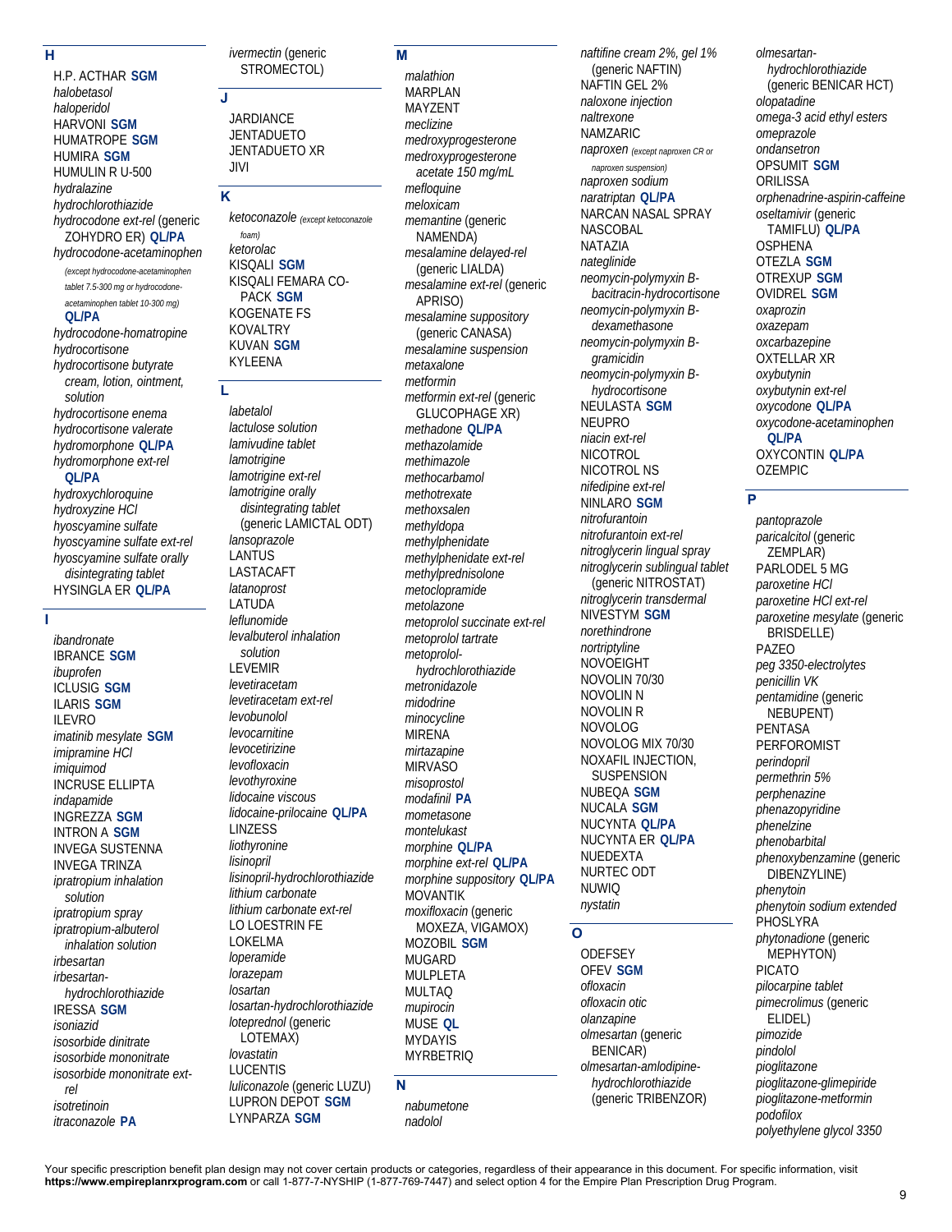## H

- H.P. ACTHAR **SGM**
- *halobetasol*
- *haloperidol*
- HARVONI **SGM**
- HUMATROPE **SGM**
- HUMIRA **SGM**
- HUMULIN R U-500
- *hydralazine*
- *hydrochlorothiazide*
- *hydrocodone ext-rel* (generic ZOHYDRO ER) **QL/PA**
- *hydrocodone-acetaminophen* *(except hydrocodone-acetaminophen tablet 7.5-300 mg or hydrocodone-acetaminophen tablet 10-300 mg)* **QL/PA**
- *hydrocodone-homatropine*
- *hydrocortisone*
- *hydrocortisone butyrate cream, lotion, ointment, solution*
- *hydrocortisone enema*
- *hydrocortisone valerate*
- *hydromorphone* **QL/PA**
- *hydromorphone ext-rel* **QL/PA**
- *hydroxychloroquine*
- *hydroxyzine HCl*
- *hyoscyamine sulfate*
- *hyoscyamine sulfate ext-rel*
- *hyoscyamine sulfate orally disintegrating tablet*
- HYSINGLA ER **QL/PA**

## I

- *ibandronate*
- IBRANCE **SGM**
- *ibuprofen*
- ICLUSIG **SGM**
- ILARIS **SGM**
- ILEVRO
- *imatinib mesylate* **SGM**
- *imipramine HCl*
- *imiquimod*
- INCRUSE ELLIPTA
- *indapamide*
- INGREZZA **SGM**
- INTRON A **SGM**
- INVEGA SUSTENNA
- INVEGA TRINZA
- *ipratropium inhalation solution*
- *ipratropium spray*
- *ipratropium-albuterol inhalation solution*
- *irbesartan*
- *irbesartan-hydrochlorothiazide*
- IRESSA **SGM**
- *isoniazid*
- *isosorbide dinitrate*
- *isosorbide mononitrate*
- *isosorbide mononitrate ext-rel*
- *isotretinoin*
- *itraconazole* **PA**
- *ivermectin* (generic STROMECTOL)

## J

- JARDIANCE
- JENTADUETO
- JENTADUETO XR
- JIVI

## K

- *ketoconazole* *(except ketoconazole foam)*
- *ketorolac*
- KISQALI **SGM**
- KISQALI FEMARA CO-PACK **SGM**
- KOGENATE FS
- KOVALTRY
- KUVAN **SGM**
- KYLEENA

## L

- *labetalol*
- *lactulose solution*
- *lamivudine tablet*
- *lamotrigine*
- *lamotrigine ext-rel*
- *lamotrigine orally disintegrating tablet* (generic LAMICTAL ODT)
- *lansoprazole*
- LANTUS
- LASTACAFT
- *latanoprost*
- LATUDA
- *leflunomide*
- *levalbuterol inhalation solution*
- LEVEMIR
- *levetiracetam*
- *levetiracetam ext-rel*
- *levobunolol*
- *levocarnitine*
- *levocetirizine*
- *levofloxacin*
- *levothyroxine*
- *lidocaine viscous*
- *lidocaine-prilocaine* **QL/PA**
- LINZESS
- *liothyronine*
- *lisinopril*
- *lisinopril-hydrochlorothiazide*
- *lithium carbonate*
- *lithium carbonate ext-rel*
- LO LOESTRIN FE
- LOKELMA
- *loperamide*
- *lorazepam*
- *losartan*
- *losartan-hydrochlorothiazide*
- *loteprednol* (generic LOTEMAX)
- *lovastatin*
- LUCENTIS
- *luliconazole* (generic LUZU)
- LUPRON DEPOT **SGM**
- LYNPARZA **SGM**

## M

- *malathion*
- MARPLAN
- MAYZENT
- *meclizine*
- *medroxyprogesterone*
- *medroxyprogesterone acetate 150 mg/mL*
- *mefloquine*
- *meloxicam*
- *memantine* (generic NAMENDA)
- *mesalamine delayed-rel* (generic LIALDA)
- *mesalamine ext-rel* (generic APRISO)
- *mesalamine suppository* (generic CANASA)
- *mesalamine suspension*
- *metaxalone*
- *metformin*
- *metformin ext-rel* (generic GLUCOPHAGE XR)
- *methadone* **QL/PA**
- *methazolamide*
- *methimazole*
- *methocarbamol*
- *methotrexate*
- *methoxsalen*
- *methyldopa*
- *methylphenidate*
- *methylphenidate ext-rel*
- *methylprednisolone*
- *metoclopramide*
- *metolazone*
- *metoprolol succinate ext-rel*
- *metoprolol tartrate*
- *metoprolol-hydrochlorothiazide*
- *metronidazole*
- *midodrine*
- *minocycline*
- MIRENA
- *mirtazapine*
- MIRVASO
- *misoprostol*
- *modafinil* **PA**
- *mometasone*
- *montelukast*
- *morphine* **QL/PA**
- *morphine ext-rel* **QL/PA**
- *morphine suppository* **QL/PA**
- MOVANTIK
- *moxifloxacin* (generic MOXEZA, VIGAMOX)
- MOZOBIL **SGM**
- MUGARD
- MULPLETA
- MULTAQ
- *mupirocin*
- MUSE **QL**
- MYDAYIS
- MYRBETRIQ

## N

- *nabumetone*
- *nadolol*
- *naftifine cream 2%, gel 1%* (generic NAFTIN)
- NAFTIN GEL 2%
- *naloxone injection*
- *naltrexone*
- NAMZARIC
- *naproxen* *(except naproxen CR or naproxen suspension)*
- *naproxen sodium*
- *naratriptan* **QL/PA**
- NARCAN NASAL SPRAY
- NASCOBAL
- NATAZIA
- *nateglinide*
- *neomycin-polymyxin B-bacitracin-hydrocortisone*
- *neomycin-polymyxin B-dexamethasone*
- *neomycin-polymyxin B-gramicidin*
- *neomycin-polymyxin B-hydrocortisone*
- NEULASTA **SGM**
- NEUPRO
- *niacin ext-rel*
- NICOTROL
- NICOTROL NS
- *nifedipine ext-rel*
- NINLARO **SGM**
- *nitrofurantoin*
- *nitrofurantoin ext-rel*
- *nitroglycerin lingual spray*
- *nitroglycerin sublingual tablet* (generic NITROSTAT)
- *nitroglycerin transdermal*
- NIVESTYM **SGM**
- *norethindrone*
- *nortriptyline*
- NOVOEIGHT
- NOVOLIN 70/30
- NOVOLIN N
- NOVOLIN R
- NOVOLOG
- NOVOLOG MIX 70/30
- NOXAFIL INJECTION, SUSPENSION
- NUBEQA **SGM**
- NUCALA **SGM**
- NUCYNTA **QL/PA**
- NUCYNTA ER **QL/PA**
- NUEDEXTA
- NURTEC ODT
- NUWIQ
- *nystatin*

## O

- ODEFSEY
- OFEV **SGM**
- *ofloxacin*
- *ofloxacin otic*
- *olanzapine*
- *olmesartan* (generic BENICAR)
- *olmesartan-amlodipine-hydrochlorothiazide* (generic TRIBENZOR)
- *olmesartan-hydrochlorothiazide* (generic BENICAR HCT)
- *olopatadine*
- *omega-3 acid ethyl esters*
- *omeprazole*
- *ondansetron*
- OPSUMIT **SGM**
- ORILISSA
- *orphenadrine-aspirin-caffeine*
- *oseltamivir* (generic TAMIFLU) **QL/PA**
- OSPHENA
- OTEZLA **SGM**
- OTREXUP **SGM**
- OVIDREL **SGM**
- *oxaprozin*
- *oxazepam*
- *oxcarbazepine*
- OXTELLAR XR
- *oxybutynin*
- *oxybutynin ext-rel*
- *oxycodone* **QL/PA**
- *oxycodone-acetaminophen* **QL/PA**
- OXYCONTIN **QL/PA**
- OZEMPIC

## P

- *pantoprazole*
- *paricalcitol* (generic ZEMPLAR)
- PARLODEL 5 MG
- *paroxetine HCl*
- *paroxetine HCl ext-rel*
- *paroxetine mesylate* (generic BRISDELLE)
- PAZEO
- *peg 3350-electrolytes*
- *penicillin VK*
- *pentamidine* (generic NEBUPENT)
- PENTASA
- PERFOROMIST
- *perindopril*
- *permethrin 5%*
- *perphenazine*
- *phenazopyridine*
- *phenelzine*
- *phenobarbital*
- *phenoxybenzamine* (generic DIBENZYLINE)
- *phenytoin*
- *phenytoin sodium extended*
- PHOSLYRA
- *phytonadione* (generic MEPHYTON)
- PICATO
- *pilocarpine tablet*
- *pimecrolimus* (generic ELIDEL)
- *pimozide*
- *pindolol*
- *pioglitazone*
- *pioglitazone-glimepiride*
- *pioglitazone-metformin*
- *podofilox*
- *polyethylene glycol 3350*

Your specific prescription benefit plan design may not cover certain products or categories, regardless of their appearance in this document. For specific information, visit **https://www.empireplanrxprogram.com** or call 1-877-7-NYSHIP (1-877-769-7447) and select option 4 for the Empire Plan Prescription Drug Program.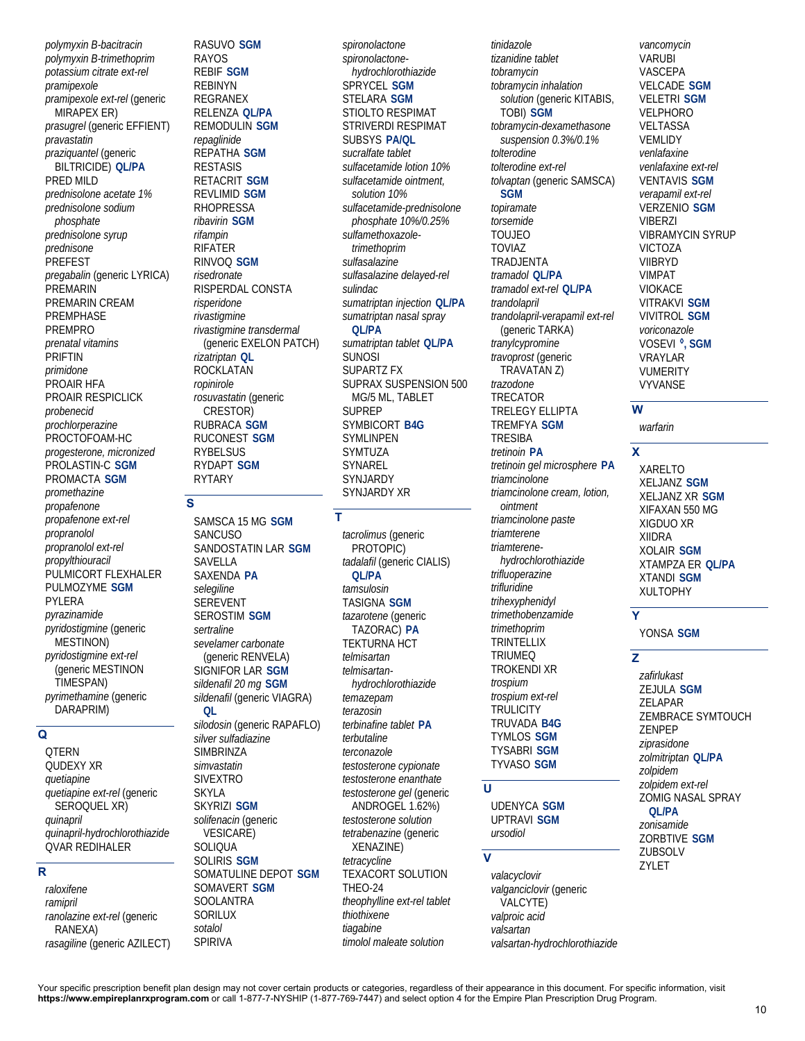*polymyxin B-bacitracin*
*polymyxin B-trimethoprim*
*potassium citrate ext-rel*
*pramipexole*
*pramipexole ext-rel* (generic MIRAPEX ER)
*prasugrel* (generic EFFIENT)
*pravastatin*
*praziquantel* (generic BILTRICIDE) **QL/PA**
PRED MILD
*prednisolone acetate 1%*
*prednisolone sodium phosphate*
*prednisolone syrup*
*prednisone*
PREFEST
*pregabalin* (generic LYRICA)
PREMARIN
PREMARIN CREAM
PREMPHASE
PREMPRO
*prenatal vitamins*
PRIFTIN
*primidone*
PROAIR HFA
PROAIR RESPICLICK
*probenecid*
*prochlorperazine*
PROCTOFOAM-HC
*progesterone, micronized*
PROLASTIN-C **SGM**
PROMACTA **SGM**
*promethazine*
*propafenone*
*propafenone ext-rel*
*propranolol*
*propranolol ext-rel*
*propylthiouracil*
PULMICORT FLEXHALER
PULMOZYME **SGM**
PYLERA
*pyrazinamide*
*pyridostigmine* (generic MESTINON)
*pyridostigmine ext-rel* (generic MESTINON TIMESPAN)
*pyrimethamine* (generic DARAPRIM)

## Q

QTERN
QUDEXY XR
*quetiapine*
*quetiapine ext-rel* (generic SEROQUEL XR)
*quinapril*
*quinapril-hydrochlorothiazide*
QVAR REDIHALER

## R

*raloxifene*
*ramipril*
*ranolazine ext-rel* (generic RANEXA)
*rasagiline* (generic AZILECT)
RASUVO **SGM**
RAYOS
REBIF **SGM**
REBINYN
REGRANEX
RELENZA **QL/PA**
REMODULIN **SGM**
*repaglinide*
REPATHA **SGM**
RESTASIS
RETACRIT **SGM**
REVLIMID **SGM**
RHOPRESSA
*ribavirin* **SGM**
*rifampin*
RIFATER
RINVOQ **SGM**
*risedronate*
RISPERDAL CONSTA
*risperidone*
*rivastigmine*
*rivastigmine transdermal* (generic EXELON PATCH)
*rizatriptan* **QL**
ROCKLATAN
*ropinirole*
*rosuvastatin* (generic CRESTOR)
RUBRACA **SGM**
RUCONEST **SGM**
RYBELSUS
RYDAPT **SGM**
RYTARY

## S

SAMSCA 15 MG **SGM**
SANCUSO
SANDOSTATIN LAR **SGM**
SAVELLA
SAXENDA **PA**
*selegiline*
SEREVENT
SEROSTIM **SGM**
*sertraline*
*sevelamer carbonate* (generic RENVELA)
SIGNIFOR LAR **SGM**
*sildenafil 20 mg* **SGM**
*sildenafil* (generic VIAGRA) **QL**
*silodosin* (generic RAPAFLO)
*silver sulfadiazine*
SIMBRINZA
*simvastatin*
SIVEXTRO
SKYLA
SKYRIZI **SGM**
*solifenacin* (generic VESICARE)
SOLIQUA
SOLIRIS **SGM**
SOMATULINE DEPOT **SGM**
SOMAVERT **SGM**
SOOLANTRA
SORILUX
*sotalol*
SPIRIVA
*spironolactone*
*spironolactone-hydrochlorothiazide*
SPRYCEL **SGM**
STELARA **SGM**
STIOLTO RESPIMAT
STRIVERDI RESPIMAT
SUBSYS **PA/QL**
*sucralfate tablet*
*sulfacetamide lotion 10%*
*sulfacetamide ointment, solution 10%*
*sulfacetamide-prednisolone phosphate 10%/0.25%*
*sulfamethoxazole-trimethoprim*
*sulfasalazine*
*sulfasalazine delayed-rel*
*sulindac*
*sumatriptan injection* **QL/PA**
*sumatriptan nasal spray* **QL/PA**
*sumatriptan tablet* **QL/PA**
SUNOSI
SUPARTZ FX
SUPRAX SUSPENSION 500 MG/5 ML, TABLET
SUPREP
SYMBICORT **B4G**
SYMLINPEN
SYMTUZA
SYNAREL
SYNJARDY
SYNJARDY XR

## T

*tacrolimus* (generic PROTOPIC)
*tadalafil* (generic CIALIS) **QL/PA**
*tamsulosin*
TASIGNA **SGM**
*tazarotene* (generic TAZORAC) **PA**
TEKTURNA HCT
*telmisartan*
*telmisartan-hydrochlorothiazide*
*temazepam*
*terazosin*
*terbinafine tablet* **PA**
*terbutaline*
*terconazole*
*testosterone cypionate*
*testosterone enanthate*
*testosterone gel* (generic ANDROGEL 1.62%)
*testosterone solution*
*tetrabenazine* (generic XENAZINE)
*tetracycline*
TEXACORT SOLUTION
THEO-24
*theophylline ext-rel tablet*
*thiothixene*
*tiagabine*
*timolol maleate solution*
*tinidazole*
*tizanidine tablet*
*tobramycin*
*tobramycin inhalation solution* (generic KITABIS, TOBI) **SGM**
*tobramycin-dexamethasone suspension 0.3%/0.1%*
*tolterodine*
*tolterodine ext-rel*
*tolvaptan* (generic SAMSCA) **SGM**
*topiramate*
*torsemide*
TOUJEO
TOVIAZ
TRADJENTA
*tramadol* **QL/PA**
*tramadol ext-rel* **QL/PA**
*trandolapril*
*trandolapril-verapamil ext-rel* (generic TARKA)
*tranylcypromine*
*travoprost* (generic TRAVATAN Z)
*trazodone*
TRECATOR
TRELEGY ELLIPTA
TREMFYA **SGM**
TRESIBA
*tretinoin* **PA**
*tretinoin gel microsphere* **PA**
*triamcinolone*
*triamcinolone cream, lotion, ointment*
*triamcinolone paste*
*triamterene*
*triamterene-hydrochlorothiazide*
*trifluoperazine*
*trifluridine*
*trihexyphenidyl*
*trimethobenzamide*
*trimethoprim*
TRINTELLIX
TRIUMEQ
TROKENDI XR
*trospium*
*trospium ext-rel*
TRULICITY
TRUVADA **B4G**
TYMLOS **SGM**
TYSABRI **SGM**
TYVASO **SGM**

## U

UDENYCA **SGM**
UPTRAVI **SGM**
*ursodiol*

## V

*valacyclovir*
*valganciclovir* (generic VALCYTE)
*valproic acid*
*valsartan*
*valsartan-hydrochlorothiazide*
*vancomycin*
VARUBI
VASCEPA
VELCADE **SGM**
VELETRI **SGM**
VELPHORO
VELTASSA
VEMLIDY
*venlafaxine*
*venlafaxine ext-rel*
VENTAVIS **SGM**
*verapamil ext-rel*
VERZENIO **SGM**
VIBERZI
VIBRAMYCIN SYRUP
VICTOZA
VIIBRYD
VIMPAT
VIOKACE
VITRAKVI **SGM**
VIVITROL **SGM**
*voriconazole*
VOSEVI **°, SGM**
VRAYLAR
VUMERITY
VYVANSE

## W

*warfarin*

## X

XARELTO
XELJANZ **SGM**
XELJANZ XR **SGM**
XIFAXAN 550 MG
XIGDUO XR
XIIDRA
XOLAIR **SGM**
XTAMPZA ER **QL/PA**
XTANDI **SGM**
XULTOPHY

## Y

YONSA **SGM**

## Z

*zafirlukast*
ZEJULA **SGM**
ZELAPAR
ZEMBRACE SYMTOUCH
ZENPEP
*ziprasidone*
*zolmitriptan* **QL/PA**
*zolpidem*
*zolpidem ext-rel*
ZOMIG NASAL SPRAY **QL/PA**
*zonisamide*
ZORBTIVE **SGM**
ZUBSOLV
ZYLET

Your specific prescription benefit plan design may not cover certain products or categories, regardless of their appearance in this document. For specific information, visit **https://www.empireplanrxprogram.com** or call 1-877-7-NYSHIP (1-877-769-7447) and select option 4 for the Empire Plan Prescription Drug Program.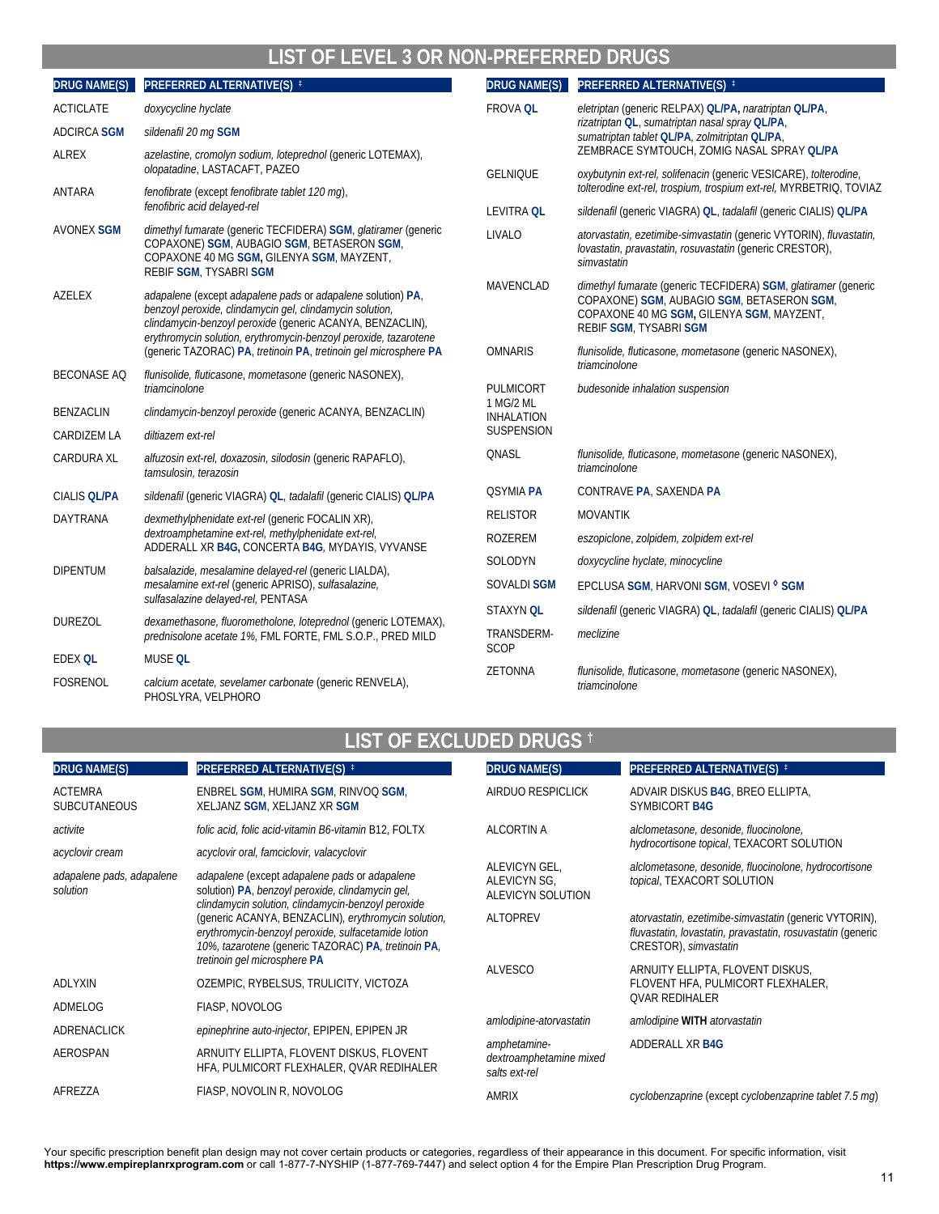## LIST OF LEVEL 3 OR NON-PREFERRED DRUGS

| DRUG NAME(S) | PREFERRED ALTERNATIVE(S) ‡ |
|---|---|
| ACTICLATE | *doxycycline hyclate* |
| ADCIRCA **SGM** | *sildenafil 20 mg* **SGM** |
| ALREX | *azelastine, cromolyn sodium, loteprednol* (generic LOTEMAX), *olopatadine*, LASTACAFT, PAZEO |
| ANTARA | *fenofibrate* (except *fenofibrate tablet 120 mg*), *fenofibric acid delayed-rel* |
| AVONEX **SGM** | *dimethyl fumarate* (generic TECFIDERA) **SGM**, *glatiramer* (generic COPAXONE) **SGM**, AUBAGIO **SGM**, BETASERON **SGM**, COPAXONE 40 MG **SGM**, GILENYA **SGM**, MAYZENT, REBIF **SGM**, TYSABRI **SGM** |
| AZELEX | *adapalene* (except *adapalene pads* or *adapalene solution*) **PA**, *benzoyl peroxide, clindamycin gel, clindamycin solution, clindamycin-benzoyl peroxide* (generic ACANYA, BENZACLIN), *erythromycin solution, erythromycin-benzoyl peroxide, tazarotene* (generic TAZORAC) **PA**, *tretinoin* **PA**, *tretinoin gel microsphere* **PA** |
| BECONASE AQ | *flunisolide, fluticasone, mometasone* (generic NASONEX), *triamcinolone* |
| BENZACLIN | *clindamycin-benzoyl peroxide* (generic ACANYA, BENZACLIN) |
| CARDIZEM LA | *diltiazem ext-rel* |
| CARDURA XL | *alfuzosin ext-rel, doxazosin, silodosin* (generic RAPAFLO), *tamsulosin, terazosin* |
| CIALIS **QL/PA** | *sildenafil* (generic VIAGRA) **QL**, *tadalafil* (generic CIALIS) **QL/PA** |
| DAYTRANA | *dexmethylphenidate ext-rel* (generic FOCALIN XR), *dextroamphetamine ext-rel, methylphenidate ext-rel*, ADDERALL XR **B4G**, CONCERTA **B4G**, MYDAYIS, VYVANSE |
| DIPENTUM | *balsalazide, mesalamine delayed-rel* (generic LIALDA), *mesalamine ext-rel* (generic APRISO), *sulfasalazine, sulfasalazine delayed-rel*, PENTASA |
| DUREZOL | *dexamethasone, fluorometholone, loteprednol* (generic LOTEMAX), *prednisolone acetate 1%*, FML FORTE, FML S.O.P., PRED MILD |
| EDEX **QL** | MUSE **QL** |
| FOSRENOL | *calcium acetate, sevelamer carbonate* (generic RENVELA), PHOSLYRA, VELPHORO |
| FROVA **QL** | *eletriptan* (generic RELPAX) **QL/PA**, *naratriptan* **QL/PA**, *rizatriptan* **QL**, *sumatriptan nasal spray* **QL/PA**, *sumatriptan tablet* **QL/PA**, *zolmitriptan* **QL/PA**, ZEMBRACE SYMTOUCH, ZOMIG NASAL SPRAY **QL/PA** |
| GELNIQUE | *oxybutynin ext-rel, solifenacin* (generic VESICARE), *tolterodine, tolterodine ext-rel, trospium, trospium ext-rel*, MYRBETRIQ, TOVIAZ |
| LEVITRA **QL** | *sildenafil* (generic VIAGRA) **QL**, *tadalafil* (generic CIALIS) **QL/PA** |
| LIVALO | *atorvastatin, ezetimibe-simvastatin* (generic VYTORIN), *fluvastatin, lovastatin, pravastatin, rosuvastatin* (generic CRESTOR), *simvastatin* |
| MAVENCLAD | *dimethyl fumarate* (generic TECFIDERA) **SGM**, *glatiramer* (generic COPAXONE) **SGM**, AUBAGIO **SGM**, BETASERON **SGM**, COPAXONE 40 MG **SGM**, GILENYA **SGM**, MAYZENT, REBIF **SGM**, TYSABRI **SGM** |
| OMNARIS | *flunisolide, fluticasone, mometasone* (generic NASONEX), *triamcinolone* |
| PULMICORT 1 MG/2 ML INHALATION SUSPENSION | *budesonide inhalation suspension* |
| QNASL | *flunisolide, fluticasone, mometasone* (generic NASONEX), *triamcinolone* |
| QSYMIA **PA** | CONTRAVE **PA**, SAXENDA **PA** |
| RELISTOR | MOVANTIK |
| ROZEREM | *eszopiclone, zolpidem, zolpidem ext-rel* |
| SOLODYN | *doxycycline hyclate, minocycline* |
| SOVALDI **SGM** | EPCLUSA **SGM**, HARVONI **SGM**, VOSEVI ◊ **SGM** |
| STAXYN **QL** | *sildenafil* (generic VIAGRA) **QL**, *tadalafil* (generic CIALIS) **QL/PA** |
| TRANSDERM-SCOP | *meclizine* |
| ZETONNA | *flunisolide, fluticasone, mometasone* (generic NASONEX), *triamcinolone* |

## LIST OF EXCLUDED DRUGS †

| DRUG NAME(S) | PREFERRED ALTERNATIVE(S) ‡ |
|---|---|
| ACTEMRA SUBCUTANEOUS | ENBREL **SGM**, HUMIRA **SGM**, RINVOQ **SGM**, XELJANZ **SGM**, XELJANZ XR **SGM** |
| *activite* | *folic acid, folic acid-vitamin B6-vitamin B12*, FOLTX |
| *acyclovir cream* | *acyclovir oral, famciclovir, valacyclovir* |
| *adapalene pads, adapalene solution* | *adapalene* (except *adapalene pads* or *adapalene solution*) **PA**, *benzoyl peroxide, clindamycin gel, clindamycin solution, clindamycin-benzoyl peroxide* (generic ACANYA, BENZACLIN), *erythromycin solution, erythromycin-benzoyl peroxide, sulfacetamide lotion 10%, tazarotene* (generic TAZORAC) **PA**, *tretinoin* **PA**, *tretinoin gel microsphere* **PA** |
| ADLYXIN | OZEMPIC, RYBELSUS, TRULICITY, VICTOZA |
| ADMELOG | FIASP, NOVOLOG |
| ADRENACLICK | *epinephrine auto-injector*, EPIPEN, EPIPEN JR |
| AEROSPAN | ARNUITY ELLIPTA, FLOVENT DISKUS, FLOVENT HFA, PULMICORT FLEXHALER, QVAR REDIHALER |
| AFREZZA | FIASP, NOVOLIN R, NOVOLOG |
| AIRDUO RESPICLICK | ADVAIR DISKUS **B4G**, BREO ELLIPTA, SYMBICORT **B4G** |
| ALCORTIN A | *alclometasone, desonide, fluocinolone, hydrocortisone topical*, TEXACORT SOLUTION |
| ALEVICYN GEL, ALEVICYN SG, ALEVICYN SOLUTION | *alclometasone, desonide, fluocinolone, hydrocortisone topical*, TEXACORT SOLUTION |
| ALTOPREV | *atorvastatin, ezetimibe-simvastatin* (generic VYTORIN), *fluvastatin, lovastatin, pravastatin, rosuvastatin* (generic CRESTOR), *simvastatin* |
| ALVESCO | ARNUITY ELLIPTA, FLOVENT DISKUS, FLOVENT HFA, PULMICORT FLEXHALER, QVAR REDIHALER |
| *amlodipine-atorvastatin* | *amlodipine* **WITH** *atorvastatin* |
| *amphetamine-dextroamphetamine mixed salts ext-rel* | ADDERALL XR **B4G** |
| AMRIX | *cyclobenzaprine* (except *cyclobenzaprine tablet 7.5 mg*) |

Your specific prescription benefit plan design may not cover certain products or categories, regardless of their appearance in this document. For specific information, visit **https://www.empireplanrxprogram.com** or call 1-877-7-NYSHIP (1-877-769-7447) and select option 4 for the Empire Plan Prescription Drug Program.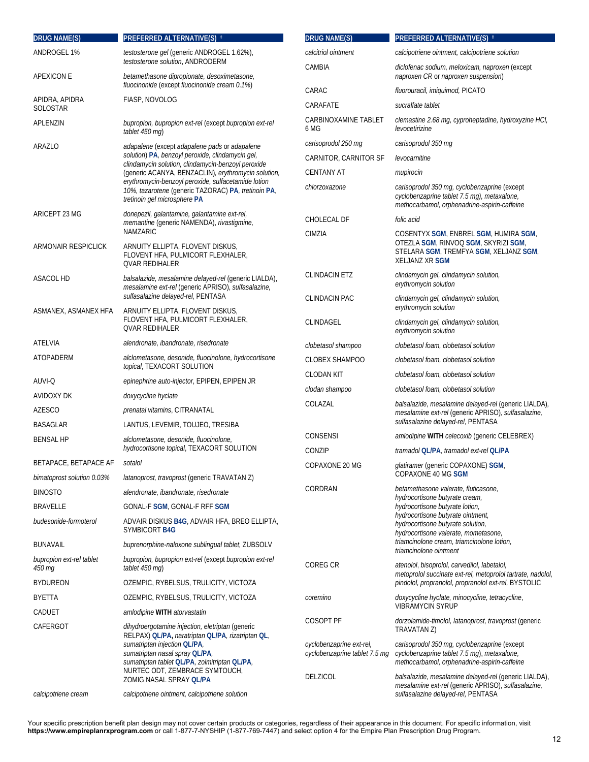| DRUG NAME(S) | PREFERRED ALTERNATIVE(S) ‡ |
|---|---|
| ANDROGEL 1% | *testosterone gel* (generic ANDROGEL 1.62%), *testosterone solution*, ANDRODERM |
| APEXICON E | *betamethasone dipropionate, desoximetasone, fluocinonide* (except *fluocinonide cream 0.1%*) |
| APIDRA, APIDRA SOLOSTAR | FIASP, NOVOLOG |
| APLENZIN | *bupropion, bupropion ext-rel* (except *bupropion ext-rel tablet 450 mg*) |
| ARAZLO | *adapalene* (except *adapalene pads* or *adapalene solution*) **PA**, *benzoyl peroxide, clindamycin gel, clindamycin solution, clindamycin-benzoyl peroxide* (generic ACANYA, BENZACLIN), *erythromycin solution, erythromycin-benzoyl peroxide, sulfacetamide lotion 10%, tazarotene* (generic TAZORAC) **PA**, *tretinoin* **PA**, *tretinoin gel microsphere* **PA** |
| ARICEPT 23 MG | *donepezil, galantamine, galantamine ext-rel, memantine* (generic NAMENDA), *rivastigmine*, NAMZARIC |
| ARMONAIR RESPICLICK | ARNUITY ELLIPTA, FLOVENT DISKUS, FLOVENT HFA, PULMICORT FLEXHALER, QVAR REDIHALER |
| ASACOL HD | *balsalazide, mesalamine delayed-rel* (generic LIALDA), *mesalamine ext-rel* (generic APRISO), *sulfasalazine, sulfasalazine delayed-rel*, PENTASA |
| ASMANEX, ASMANEX HFA | ARNUITY ELLIPTA, FLOVENT DISKUS, FLOVENT HFA, PULMICORT FLEXHALER, QVAR REDIHALER |
| ATELVIA | *alendronate, ibandronate, risedronate* |
| ATOPADERM | *alclometasone, desonide, fluocinolone, hydrocortisone topical*, TEXACORT SOLUTION |
| AUVI-Q | *epinephrine auto-injector*, EPIPEN, EPIPEN JR |
| AVIDOXY DK | *doxycycline hyclate* |
| AZESCO | *prenatal vitamins*, CITRANATAL |
| BASAGLAR | LANTUS, LEVEMIR, TOUJEO, TRESIBA |
| BENSAL HP | *alclometasone, desonide, fluocinolone, hydrocortisone topical*, TEXACORT SOLUTION |
| BETAPACE, BETAPACE AF | *sotalol* |
| *bimatoprost solution 0.03%* | *latanoprost, travoprost* (generic TRAVATAN Z) |
| BINOSTO | *alendronate, ibandronate, risedronate* |
| BRAVELLE | GONAL-F **SGM**, GONAL-F RFF **SGM** |
| *budesonide-formoterol* | ADVAIR DISKUS **B4G**, ADVAIR HFA, BREO ELLIPTA, SYMBICORT **B4G** |
| BUNAVAIL | *buprenorphine-naloxone sublingual tablet*, ZUBSOLV |
| *bupropion ext-rel tablet 450 mg* | *bupropion, bupropion ext-rel* (except *bupropion ext-rel tablet 450 mg*) |
| BYDUREON | OZEMPIC, RYBELSUS, TRULICITY, VICTOZA |
| BYETTA | OZEMPIC, RYBELSUS, TRULICITY, VICTOZA |
| CADUET | *amlodipine* **WITH** *atorvastatin* |
| CAFERGOT | *dihydroergotamine injection, eletriptan* (generic RELPAX) **QL/PA**, *naratriptan* **QL/PA**, *rizatriptan* **QL**, *sumatriptan injection* **QL/PA**, *sumatriptan nasal spray* **QL/PA**, *sumatriptan tablet* **QL/PA**, *zolmitriptan* **QL/PA**, NURTEC ODT, ZEMBRACE SYMTOUCH, ZOMIG NASAL SPRAY **QL/PA** |
| *calcipotriene cream* | *calcipotriene ointment, calcipotriene solution* |
| *calcitriol ointment* | *calcipotriene ointment, calcipotriene solution* |
| CAMBIA | *diclofenac sodium, meloxicam, naproxen* (except *naproxen CR* or *naproxen suspension*) |
| CARAC | *fluorouracil, imiquimod*, PICATO |
| CARAFATE | *sucralfate tablet* |
| CARBINOXAMINE TABLET 6 MG | *clemastine 2.68 mg, cyproheptadine, hydroxyzine HCl, levocetirizine* |
| *carisoprodol 250 mg* | *carisoprodol 350 mg* |
| CARNITOR, CARNITOR SF | *levocarnitine* |
| CENTANY AT | *mupirocin* |
| *chlorzoxazone* | *carisoprodol 350 mg, cyclobenzaprine* (except *cyclobenzaprine tablet 7.5 mg*), *metaxalone, methocarbamol, orphenadrine-aspirin-caffeine* |
| CHOLECAL DF | *folic acid* |
| CIMZIA | COSENTYX **SGM**, ENBREL **SGM**, HUMIRA **SGM**, OTEZLA **SGM**, RINVOQ **SGM**, SKYRIZI **SGM**, STELARA **SGM**, TREMFYA **SGM**, XELJANZ **SGM**, XELJANZ XR **SGM** |
| CLINDACIN ETZ | *clindamycin gel, clindamycin solution, erythromycin solution* |
| CLINDACIN PAC | *clindamycin gel, clindamycin solution, erythromycin solution* |
| CLINDAGEL | *clindamycin gel, clindamycin solution, erythromycin solution* |
| *clobetasol shampoo* | *clobetasol foam, clobetasol solution* |
| CLOBEX SHAMPOO | *clobetasol foam, clobetasol solution* |
| CLODAN KIT | *clobetasol foam, clobetasol solution* |
| *clodan shampoo* | *clobetasol foam, clobetasol solution* |
| COLAZAL | *balsalazide, mesalamine delayed-rel* (generic LIALDA), *mesalamine ext-rel* (generic APRISO), *sulfasalazine, sulfasalazine delayed-rel*, PENTASA |
| CONSENSI | *amlodipine* **WITH** *celecoxib* (generic CELEBREX) |
| CONZIP | *tramadol* **QL/PA**, *tramadol ext-rel* **QL/PA** |
| COPAXONE 20 MG | *glatiramer* (generic COPAXONE) **SGM**, COPAXONE 40 MG **SGM** |
| CORDRAN | *betamethasone valerate, fluticasone, hydrocortisone butyrate cream, hydrocortisone butyrate lotion, hydrocortisone butyrate ointment, hydrocortisone butyrate solution, hydrocortisone valerate, mometasone, triamcinolone cream, triamcinolone lotion, triamcinolone ointment* |
| COREG CR | *atenolol, bisoprolol, carvedilol, labetalol, metoprolol succinate ext-rel, metoprolol tartrate, nadolol, pindolol, propranolol, propranolol ext-rel*, BYSTOLIC |
| *coremino* | *doxycycline hyclate, minocycline, tetracycline*, VIBRAMYCIN SYRUP |
| COSOPT PF | *dorzolamide-timolol, latanoprost, travoprost* (generic TRAVATAN Z) |
| *cyclobenzaprine ext-rel, cyclobenzaprine tablet 7.5 mg* | *carisoprodol 350 mg, cyclobenzaprine* (except *cyclobenzaprine tablet 7.5 mg*), *metaxalone, methocarbamol, orphenadrine-aspirin-caffeine* |
| DELZICOL | *balsalazide, mesalamine delayed-rel* (generic LIALDA), *mesalamine ext-rel* (generic APRISO), *sulfasalazine, sulfasalazine delayed-rel*, PENTASA |

Your specific prescription benefit plan design may not cover certain products or categories, regardless of their appearance in this document. For specific information, visit **https://www.empireplanrxprogram.com** or call 1-877-7-NYSHIP (1-877-769-7447) and select option 4 for the Empire Plan Prescription Drug Program.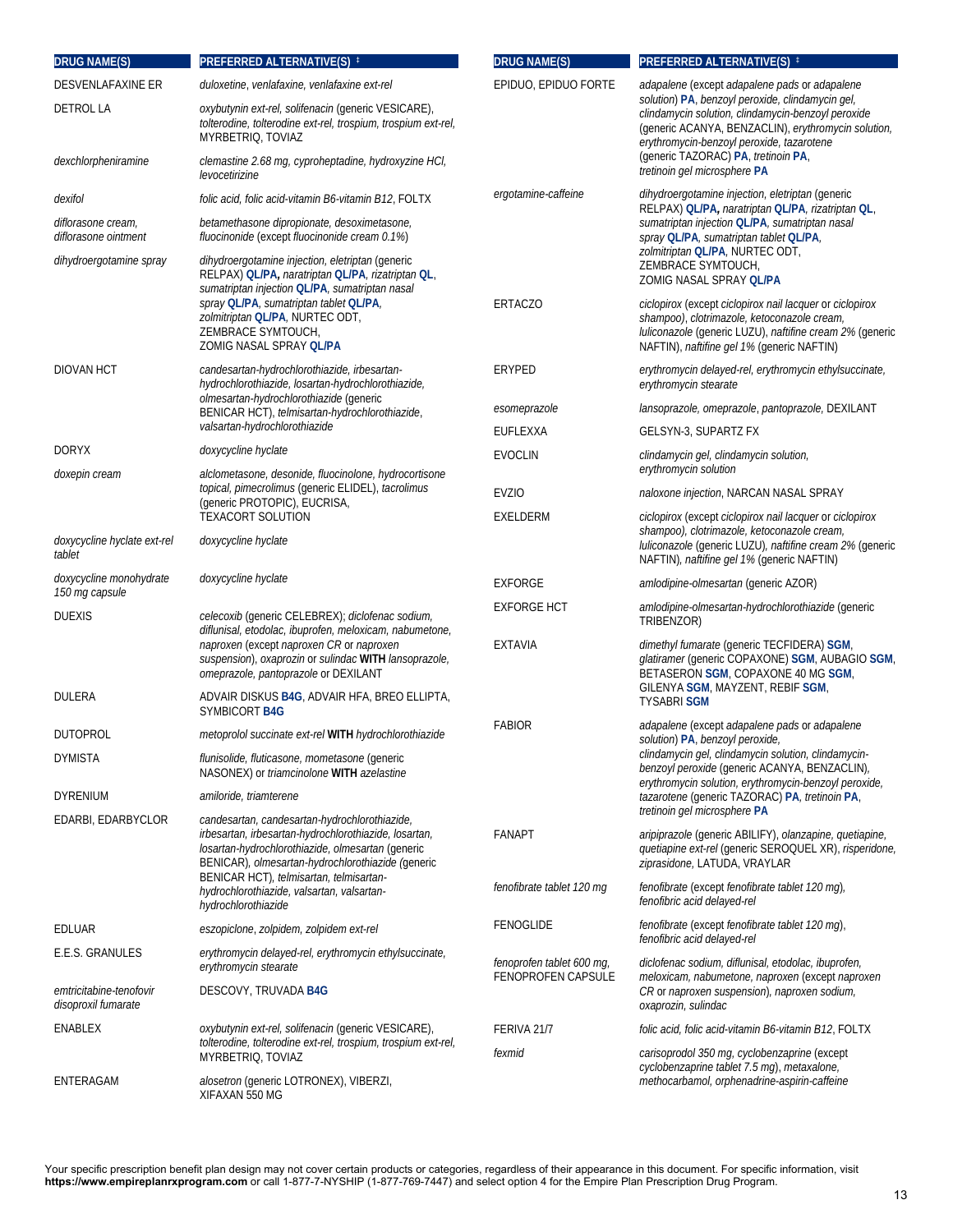| DRUG NAME(S) | PREFERRED ALTERNATIVE(S) ‡ |
| --- | --- |
| DESVENLAFAXINE ER | *duloxetine*, *venlafaxine*, *venlafaxine ext-rel* |
| DETROL LA | *oxybutynin ext-rel*, *solifenacin* (generic VESICARE), *tolterodine*, *tolterodine ext-rel*, *trospium*, *trospium ext-rel*, MYRBETRIQ, TOVIAZ |
| *dexchlorpheniramine* | *clemastine 2.68 mg*, *cyproheptadine*, *hydroxyzine HCl*, *levocetirizine* |
| *dexifol* | *folic acid*, *folic acid-vitamin B6-vitamin B12*, FOLTX |
| *diflorasone cream*, *diflorasone ointment* | *betamethasone dipropionate*, *desoximetasone*, *fluocinonide* (except *fluocinonide cream 0.1%*) |
| *dihydroergotamine spray* | *dihydroergotamine injection*, *eletriptan* (generic RELPAX) **QL/PA**, *naratriptan* **QL/PA**, *rizatriptan* **QL**, *sumatriptan injection* **QL/PA**, *sumatriptan nasal spray* **QL/PA**, *sumatriptan tablet* **QL/PA**, *zolmitriptan* **QL/PA**, NURTEC ODT, ZEMBRACE SYMTOUCH, ZOMIG NASAL SPRAY **QL/PA** |
| DIOVAN HCT | *candesartan-hydrochlorothiazide*, *irbesartan-hydrochlorothiazide*, *losartan-hydrochlorothiazide*, *olmesartan-hydrochlorothiazide* (generic BENICAR HCT), *telmisartan-hydrochlorothiazide*, *valsartan-hydrochlorothiazide* |
| DORYX | *doxycycline hyclate* |
| *doxepin cream* | *alclometasone*, *desonide*, *fluocinolone*, *hydrocortisone topical*, *pimecrolimus* (generic ELIDEL), *tacrolimus* (generic PROTOPIC), EUCRISA, TEXACORT SOLUTION |
| *doxycycline hyclate ext-rel tablet* | *doxycycline hyclate* |
| *doxycycline monohydrate 150 mg capsule* | *doxycycline hyclate* |
| DUEXIS | *celecoxib* (generic CELEBREX); *diclofenac sodium*, *diflunisal*, *etodolac*, *ibuprofen*, *meloxicam*, *nabumetone*, *naproxen* (except *naproxen CR* or *naproxen suspension*), *oxaprozin* or *sulindac* **WITH** *lansoprazole*, *omeprazole*, *pantoprazole* or DEXILANT |
| DULERA | ADVAIR DISKUS **B4G**, ADVAIR HFA, BREO ELLIPTA, SYMBICORT **B4G** |
| DUTOPROL | *metoprolol succinate ext-rel* **WITH** *hydrochlorothiazide* |
| DYMISTA | *flunisolide*, *fluticasone*, *mometasone* (generic NASONEX) or *triamcinolone* **WITH** *azelastine* |
| DYRENIUM | *amiloride*, *triamterene* |
| EDARBI, EDARBYCLOR | *candesartan*, *candesartan-hydrochlorothiazide*, *irbesartan*, *irbesartan-hydrochlorothiazide*, *losartan*, *losartan-hydrochlorothiazide*, *olmesartan* (generic BENICAR), *olmesartan-hydrochlorothiazide* (generic BENICAR HCT), *telmisartan*, *telmisartan-hydrochlorothiazide*, *valsartan*, *valsartan-hydrochlorothiazide* |
| EDLUAR | *eszopiclone*, *zolpidem*, *zolpidem ext-rel* |
| E.E.S. GRANULES | *erythromycin delayed-rel*, *erythromycin ethylsuccinate*, *erythromycin stearate* |
| *emtricitabine-tenofovir disoproxil fumarate* | DESCOVY, TRUVADA **B4G** |
| ENABLEX | *oxybutynin ext-rel*, *solifenacin* (generic VESICARE), *tolterodine*, *tolterodine ext-rel*, *trospium*, *trospium ext-rel*, MYRBETRIQ, TOVIAZ |
| ENTERAGAM | *alosetron* (generic LOTRONEX), VIBERZI, XIFAXAN 550 MG |
| EPIDUO, EPIDUO FORTE | *adapalene* (except *adapalene pads* or *adapalene solution*) **PA**, *benzoyl peroxide*, *clindamycin gel*, *clindamycin solution*, *clindamycin-benzoyl peroxide* (generic ACANYA, BENZACLIN), *erythromycin solution*, *erythromycin-benzoyl peroxide*, *tazarotene* (generic TAZORAC) **PA**, *tretinoin* **PA**, *tretinoin gel microsphere* **PA** |
| *ergotamine-caffeine* | *dihydroergotamine injection*, *eletriptan* (generic RELPAX) **QL/PA**, *naratriptan* **QL/PA**, *rizatriptan* **QL**, *sumatriptan injection* **QL/PA**, *sumatriptan nasal spray* **QL/PA**, *sumatriptan tablet* **QL/PA**, *zolmitriptan* **QL/PA**, NURTEC ODT, ZEMBRACE SYMTOUCH, ZOMIG NASAL SPRAY **QL/PA** |
| ERTACZO | *ciclopirox* (except *ciclopirox nail lacquer* or *ciclopirox shampoo*), *clotrimazole*, *ketoconazole cream*, *luliconazole* (generic LUZU), *naftifine cream 2%* (generic NAFTIN), *naftifine gel 1%* (generic NAFTIN) |
| ERYPED | *erythromycin delayed-rel*, *erythromycin ethylsuccinate*, *erythromycin stearate* |
| *esomeprazole* | *lansoprazole*, *omeprazole*, *pantoprazole*, DEXILANT |
| EUFLEXXA | GELSYN-3, SUPARTZ FX |
| EVOCLIN | *clindamycin gel*, *clindamycin solution*, *erythromycin solution* |
| EVZIO | *naloxone injection*, NARCAN NASAL SPRAY |
| EXELDERM | *ciclopirox* (except *ciclopirox nail lacquer* or *ciclopirox shampoo*), *clotrimazole*, *ketoconazole cream*, *luliconazole* (generic LUZU), *naftifine cream 2%* (generic NAFTIN), *naftifine gel 1%* (generic NAFTIN) |
| EXFORGE | *amlodipine-olmesartan* (generic AZOR) |
| EXFORGE HCT | *amlodipine-olmesartan-hydrochlorothiazide* (generic TRIBENZOR) |
| EXTAVIA | *dimethyl fumarate* (generic TECFIDERA) **SGM**, *glatiramer* (generic COPAXONE) **SGM**, AUBAGIO **SGM**, BETASERON **SGM**, COPAXONE 40 MG **SGM**, GILENYA **SGM**, MAYZENT, REBIF **SGM**, TYSABRI **SGM** |
| FABIOR | *adapalene* (except *adapalene pads* or *adapalene solution*) **PA**, *benzoyl peroxide*, *clindamycin gel*, *clindamycin solution*, *clindamycin-benzoyl peroxide* (generic ACANYA, BENZACLIN), *erythromycin solution*, *erythromycin-benzoyl peroxide*, *tazarotene* (generic TAZORAC) **PA**, *tretinoin* **PA**, *tretinoin gel microsphere* **PA** |
| FANAPT | *aripiprazole* (generic ABILIFY), *olanzapine*, *quetiapine*, *quetiapine ext-rel* (generic SEROQUEL XR), *risperidone*, *ziprasidone*, LATUDA, VRAYLAR |
| *fenofibrate tablet 120 mg* | *fenofibrate* (except *fenofibrate tablet 120 mg*), *fenofibric acid delayed-rel* |
| FENOGLIDE | *fenofibrate* (except *fenofibrate tablet 120 mg*), *fenofibric acid delayed-rel* |
| *fenoprofen tablet 600 mg*, FENOPROFEN CAPSULE | *diclofenac sodium*, *diflunisal*, *etodolac*, *ibuprofen*, *meloxicam*, *nabumetone*, *naproxen* (except *naproxen CR* or *naproxen suspension*), *naproxen sodium*, *oxaprozin*, *sulindac* |
| FERIVA 21/7 | *folic acid*, *folic acid-vitamin B6-vitamin B12*, FOLTX |
| *fexmid* | *carisoprodol 350 mg*, *cyclobenzaprine* (except *cyclobenzaprine tablet 7.5 mg*), *metaxalone*, *methocarbamol*, *orphenadrine-aspirin-caffeine* |

Your specific prescription benefit plan design may not cover certain products or categories, regardless of their appearance in this document. For specific information, visit **https://www.empireplanrxprogram.com** or call 1-877-7-NYSHIP (1-877-769-7447) and select option 4 for the Empire Plan Prescription Drug Program.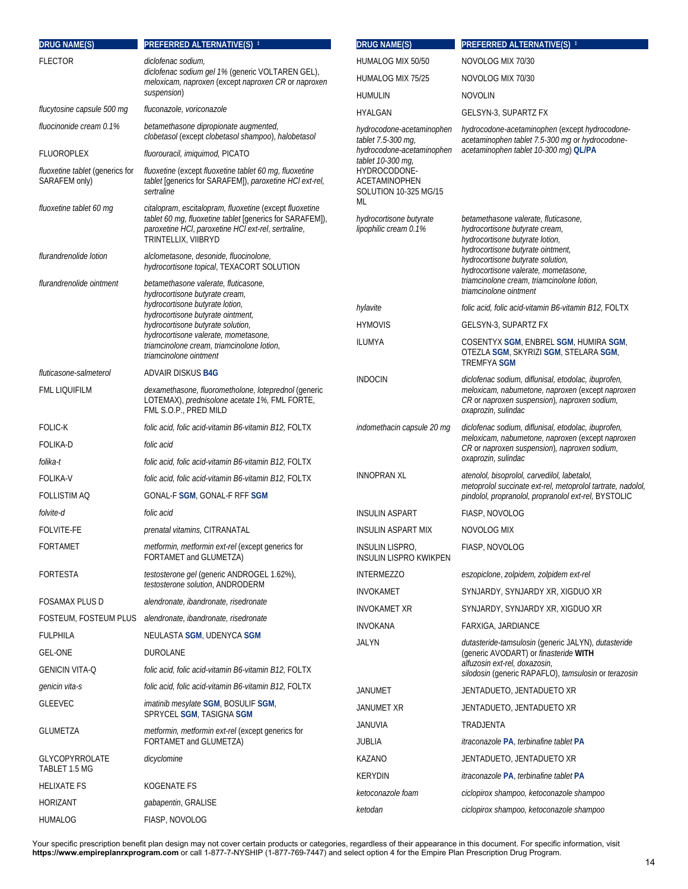| DRUG NAME(S) | PREFERRED ALTERNATIVE(S) ‡ |
|---|---|
| FLECTOR | *diclofenac sodium, diclofenac sodium gel 1%* (generic VOLTAREN GEL), *meloxicam, naproxen* (except *naproxen CR* or *naproxen suspension*) |
| *flucytosine capsule 500 mg* | *fluconazole, voriconazole* |
| *fluocinonide cream 0.1%* | *betamethasone dipropionate augmented, clobetasol* (except *clobetasol shampoo*), *halobetasol* |
| FLUOROPLEX | *fluorouracil, imiquimod,* PICATO |
| *fluoxetine tablet* (generics for SARAFEM only) | *fluoxetine* (except *fluoxetine tablet 60 mg, fluoxetine tablet* [generics for SARAFEM]), *paroxetine HCl ext-rel, sertraline* |
| *fluoxetine tablet 60 mg* | *citalopram, escitalopram, fluoxetine* (except *fluoxetine tablet 60 mg, fluoxetine tablet* [generics for SARAFEM]), *paroxetine HCl, paroxetine HCl ext-rel, sertraline,* TRINTELLIX, VIIBRYD |
| *flurandrenolide lotion* | *alclometasone, desonide, fluocinolone, hydrocortisone topical,* TEXACORT SOLUTION |
| *flurandrenolide ointment* | *betamethasone valerate, fluticasone, hydrocortisone butyrate cream, hydrocortisone butyrate lotion, hydrocortisone butyrate ointment, hydrocortisone butyrate solution, hydrocortisone valerate, mometasone, triamcinolone cream, triamcinolone lotion, triamcinolone ointment* |
| *fluticasone-salmeterol* | ADVAIR DISKUS **B4G** |
| FML LIQUIFILM | *dexamethasone, fluorometholone, loteprednol* (generic LOTEMAX), *prednisolone acetate 1%,* FML FORTE, FML S.O.P., PRED MILD |
| FOLIC-K | *folic acid, folic acid-vitamin B6-vitamin B12,* FOLTX |
| FOLIKA-D | *folic acid* |
| *folika-t* | *folic acid, folic acid-vitamin B6-vitamin B12,* FOLTX |
| FOLIKA-V | *folic acid, folic acid-vitamin B6-vitamin B12,* FOLTX |
| FOLLISTIM AQ | GONAL-F **SGM**, GONAL-F RFF **SGM** |
| *folvite-d* | *folic acid* |
| FOLVITE-FE | *prenatal vitamins,* CITRANATAL |
| FORTAMET | *metformin, metformin ext-rel* (except generics for FORTAMET and GLUMETZA) |
| FORTESTA | *testosterone gel* (generic ANDROGEL 1.62%), *testosterone solution,* ANDRODERM |
| FOSAMAX PLUS D | *alendronate, ibandronate, risedronate* |
| FOSTEUM, FOSTEUM PLUS | *alendronate, ibandronate, risedronate* |
| FULPHILA | NEULASTA **SGM**, UDENYCA **SGM** |
| GEL-ONE | DUROLANE |
| GENICIN VITA-Q | *folic acid, folic acid-vitamin B6-vitamin B12,* FOLTX |
| *genicin vita-s* | *folic acid, folic acid-vitamin B6-vitamin B12,* FOLTX |
| GLEEVEC | *imatinib mesylate* **SGM**, BOSULIF **SGM**, SPRYCEL **SGM**, TASIGNA **SGM** |
| GLUMETZA | *metformin, metformin ext-rel* (except generics for FORTAMET and GLUMETZA) |
| GLYCOPYRROLATE TABLET 1.5 MG | *dicyclomine* |
| HELIXATE FS | KOGENATE FS |
| HORIZANT | *gabapentin,* GRALISE |
| HUMALOG | FIASP, NOVOLOG |
| HUMALOG MIX 50/50 | NOVOLOG MIX 70/30 |
| HUMALOG MIX 75/25 | NOVOLOG MIX 70/30 |
| HUMULIN | NOVOLIN |
| HYALGAN | GELSYN-3, SUPARTZ FX |
| *hydrocodone-acetaminophen tablet 7.5-300 mg, hydrocodone-acetaminophen tablet 10-300 mg,* HYDROCODONE-ACETAMINOPHEN SOLUTION 10-325 MG/15 ML | *hydrocodone-acetaminophen* (except *hydrocodone-acetaminophen tablet 7.5-300 mg* or *hydrocodone-acetaminophen tablet 10-300 mg*) **QL/PA** |
| *hydrocortisone butyrate lipophilic cream 0.1%* | *betamethasone valerate, fluticasone, hydrocortisone butyrate cream, hydrocortisone butyrate lotion, hydrocortisone butyrate ointment, hydrocortisone butyrate solution, hydrocortisone valerate, mometasone, triamcinolone cream, triamcinolone lotion, triamcinolone ointment* |
| *hylavite* | *folic acid, folic acid-vitamin B6-vitamin B12,* FOLTX |
| HYMOVIS | GELSYN-3, SUPARTZ FX |
| ILUMYA | COSENTYX **SGM**, ENBREL **SGM**, HUMIRA **SGM**, OTEZLA **SGM**, SKYRIZI **SGM**, STELARA **SGM**, TREMFYA **SGM** |
| INDOCIN | *diclofenac sodium, diflunisal, etodolac, ibuprofen, meloxicam, nabumetone, naproxen* (except *naproxen CR* or *naproxen suspension*), *naproxen sodium, oxaprozin, sulindac* |
| *indomethacin capsule 20 mg* | *diclofenac sodium, diflunisal, etodolac, ibuprofen, meloxicam, nabumetone, naproxen* (except *naproxen CR* or *naproxen suspension*), *naproxen sodium, oxaprozin, sulindac* |
| INNOPRAN XL | *atenolol, bisoprolol, carvedilol, labetalol, metoprolol succinate ext-rel, metoprolol tartrate, nadolol, pindolol, propranolol, propranolol ext-rel,* BYSTOLIC |
| INSULIN ASPART | FIASP, NOVOLOG |
| INSULIN ASPART MIX | NOVOLOG MIX |
| INSULIN LISPRO, INSULIN LISPRO KWIKPEN | FIASP, NOVOLOG |
| INTERMEZZO | *eszopiclone, zolpidem, zolpidem ext-rel* |
| INVOKAMET | SYNJARDY, SYNJARDY XR, XIGDUO XR |
| INVOKAMET XR | SYNJARDY, SYNJARDY XR, XIGDUO XR |
| INVOKANA | FARXIGA, JARDIANCE |
| JALYN | *dutasteride-tamsulosin* (generic JALYN), *dutasteride* (generic AVODART) or *finasteride* **WITH** *alfuzosin ext-rel, doxazosin, silodosin* (generic RAPAFLO), *tamsulosin* or *terazosin* |
| JANUMET | JENTADUETO, JENTADUETO XR |
| JANUMET XR | JENTADUETO, JENTADUETO XR |
| JANUVIA | TRADJENTA |
| JUBLIA | *itraconazole* **PA**, *terbinafine tablet* **PA** |
| KAZANO | JENTADUETO, JENTADUETO XR |
| KERYDIN | *itraconazole* **PA**, *terbinafine tablet* **PA** |
| *ketoconazole foam* | *ciclopirox shampoo, ketoconazole shampoo* |
| *ketodan* | *ciclopirox shampoo, ketoconazole shampoo* |

Your specific prescription benefit plan design may not cover certain products or categories, regardless of their appearance in this document. For specific information, visit **https://www.empireplanrxprogram.com** or call 1-877-7-NYSHIP (1-877-769-7447) and select option 4 for the Empire Plan Prescription Drug Program.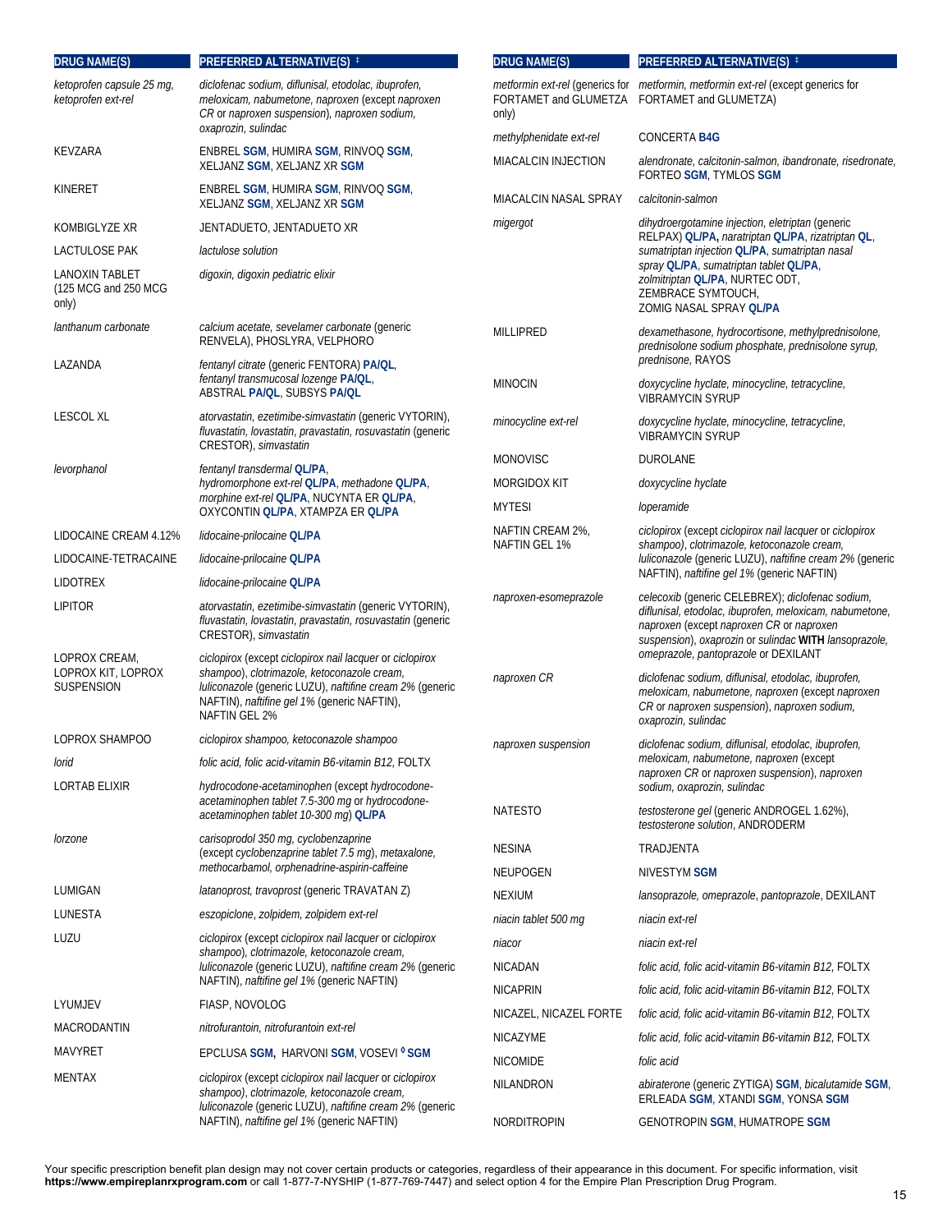| DRUG NAME(S) | PREFERRED ALTERNATIVE(S) ‡ |
|---|---|
| *ketoprofen capsule 25 mg, ketoprofen ext-rel* | *diclofenac sodium, diflunisal, etodolac, ibuprofen, meloxicam, nabumetone, naproxen* (except *naproxen CR* or *naproxen suspension*), *naproxen sodium, oxaprozin, sulindac* |
| KEVZARA | ENBREL **SGM**, HUMIRA **SGM**, RINVOQ **SGM**, XELJANZ **SGM**, XELJANZ XR **SGM** |
| KINERET | ENBREL **SGM**, HUMIRA **SGM**, RINVOQ **SGM**, XELJANZ **SGM**, XELJANZ XR **SGM** |
| KOMBIGLYZE XR | JENTADUETO, JENTADUETO XR |
| LACTULOSE PAK | *lactulose solution* |
| LANOXIN TABLET (125 MCG and 250 MCG only) | *digoxin, digoxin pediatric elixir* |
| *lanthanum carbonate* | *calcium acetate, sevelamer carbonate* (generic RENVELA), PHOSLYRA, VELPHORO |
| LAZANDA | *fentanyl citrate* (generic FENTORA) **PA/QL**, *fentanyl transmucosal lozenge* **PA/QL**, ABSTRAL **PA/QL**, SUBSYS **PA/QL** |
| LESCOL XL | *atorvastatin, ezetimibe-simvastatin* (generic VYTORIN), *fluvastatin, lovastatin, pravastatin, rosuvastatin* (generic CRESTOR), *simvastatin* |
| *levorphanol* | *fentanyl transdermal* **QL/PA**, *hydromorphone ext-rel* **QL/PA**, *methadone* **QL/PA**, *morphine ext-rel* **QL/PA**, NUCYNTA ER **QL/PA**, OXYCONTIN **QL/PA**, XTAMPZA ER **QL/PA** |
| LIDOCAINE CREAM 4.12% | *lidocaine-prilocaine* **QL/PA** |
| LIDOCAINE-TETRACAINE | *lidocaine-prilocaine* **QL/PA** |
| LIDOTREX | *lidocaine-prilocaine* **QL/PA** |
| LIPITOR | *atorvastatin, ezetimibe-simvastatin* (generic VYTORIN), *fluvastatin, lovastatin, pravastatin, rosuvastatin* (generic CRESTOR), *simvastatin* |
| LOPROX CREAM, LOPROX KIT, LOPROX SUSPENSION | *ciclopirox* (except *ciclopirox nail lacquer* or *ciclopirox shampoo), clotrimazole, ketoconazole cream, luliconazole* (generic LUZU), *naftifine cream 2%* (generic NAFTIN), *naftifine gel 1%* (generic NAFTIN), NAFTIN GEL 2% |
| LOPROX SHAMPOO | *ciclopirox shampoo, ketoconazole shampoo* |
| *lorid* | *folic acid, folic acid-vitamin B6-vitamin B12,* FOLTX |
| LORTAB ELIXIR | *hydrocodone-acetaminophen* (except *hydrocodone-acetaminophen tablet 7.5-300 mg* or *hydrocodone-acetaminophen tablet 10-300 mg*) **QL/PA** |
| *lorzone* | *carisoprodol 350 mg, cyclobenzaprine* (except *cyclobenzaprine tablet 7.5 mg*), *metaxalone, methocarbamol, orphenadrine-aspirin-caffeine* |
| LUMIGAN | *latanoprost, travoprost* (generic TRAVATAN Z) |
| LUNESTA | *eszopiclone, zolpidem, zolpidem ext-rel* |
| LUZU | *ciclopirox* (except *ciclopirox nail lacquer* or *ciclopirox shampoo), clotrimazole, ketoconazole cream, luliconazole* (generic LUZU), *naftifine cream 2%* (generic NAFTIN), *naftifine gel 1%* (generic NAFTIN) |
| LYUMJEV | FIASP, NOVOLOG |
| MACRODANTIN | *nitrofurantoin, nitrofurantoin ext-rel* |
| MAVYRET | EPCLUSA **SGM**, HARVONI **SGM**, VOSEVI ◊ **SGM** |
| MENTAX | *ciclopirox* (except *ciclopirox nail lacquer* or *ciclopirox shampoo), clotrimazole, ketoconazole cream, luliconazole* (generic LUZU), *naftifine cream 2%* (generic NAFTIN), *naftifine gel 1%* (generic NAFTIN) |
| *metformin ext-rel* (generics for FORTAMET and GLUMETZA only) | *metformin, metformin ext-rel* (except generics for FORTAMET and GLUMETZA) |
| *methylphenidate ext-rel* | CONCERTA **B4G** |
| MIACALCIN INJECTION | *alendronate, calcitonin-salmon, ibandronate, risedronate,* FORTEO **SGM**, TYMLOS **SGM** |
| MIACALCIN NASAL SPRAY | *calcitonin-salmon* |
| *migergot* | *dihydroergotamine injection, eletriptan* (generic RELPAX) **QL/PA**, *naratriptan* **QL/PA**, *rizatriptan* **QL**, *sumatriptan injection* **QL/PA**, *sumatriptan nasal spray* **QL/PA**, *sumatriptan tablet* **QL/PA**, *zolmitriptan* **QL/PA**, NURTEC ODT, ZEMBRACE SYMTOUCH, ZOMIG NASAL SPRAY **QL/PA** |
| MILLIPRED | *dexamethasone, hydrocortisone, methylprednisolone, prednisolone sodium phosphate, prednisolone syrup, prednisone,* RAYOS |
| MINOCIN | *doxycycline hyclate, minocycline, tetracycline,* VIBRAMYCIN SYRUP |
| *minocycline ext-rel* | *doxycycline hyclate, minocycline, tetracycline,* VIBRAMYCIN SYRUP |
| MONOVISC | DUROLANE |
| MORGIDOX KIT | *doxycycline hyclate* |
| MYTESI | *loperamide* |
| NAFTIN CREAM 2%, NAFTIN GEL 1% | *ciclopirox* (except *ciclopirox nail lacquer* or *ciclopirox shampoo), clotrimazole, ketoconazole cream, luliconazole* (generic LUZU), *naftifine cream 2%* (generic NAFTIN), *naftifine gel 1%* (generic NAFTIN) |
| *naproxen-esomeprazole* | *celecoxib* (generic CELEBREX); *diclofenac sodium, diflunisal, etodolac, ibuprofen, meloxicam, nabumetone, naproxen* (except *naproxen CR* or *naproxen suspension*), *oxaprozin* or *sulindac* **WITH** *lansoprazole, omeprazole, pantoprazole* or DEXILANT |
| *naproxen CR* | *diclofenac sodium, diflunisal, etodolac, ibuprofen, meloxicam, nabumetone, naproxen* (except *naproxen CR* or *naproxen suspension*), *naproxen sodium, oxaprozin, sulindac* |
| *naproxen suspension* | *diclofenac sodium, diflunisal, etodolac, ibuprofen, meloxicam, nabumetone, naproxen* (except *naproxen CR* or *naproxen suspension*), *naproxen sodium, oxaprozin, sulindac* |
| NATESTO | *testosterone gel* (generic ANDROGEL 1.62%), *testosterone solution*, ANDRODERM |
| NESINA | TRADJENTA |
| NEUPOGEN | NIVESTYM **SGM** |
| NEXIUM | *lansoprazole, omeprazole, pantoprazole*, DEXILANT |
| *niacin tablet 500 mg* | *niacin ext-rel* |
| *niacor* | *niacin ext-rel* |
| NICADAN | *folic acid, folic acid-vitamin B6-vitamin B12,* FOLTX |
| NICAPRIN | *folic acid, folic acid-vitamin B6-vitamin B12,* FOLTX |
| NICAZEL, NICAZEL FORTE | *folic acid, folic acid-vitamin B6-vitamin B12,* FOLTX |
| NICAZYME | *folic acid, folic acid-vitamin B6-vitamin B12,* FOLTX |
| NICOMIDE | *folic acid* |
| NILANDRON | *abiraterone* (generic ZYTIGA) **SGM**, *bicalutamide* **SGM**, ERLEADA **SGM**, XTANDI **SGM**, YONSA **SGM** |
| NORDITROPIN | GENOTROPIN **SGM**, HUMATROPE **SGM** |

Your specific prescription benefit plan design may not cover certain products or categories, regardless of their appearance in this document. For specific information, visit **https://www.empireplanrxprogram.com** or call 1-877-7-NYSHIP (1-877-769-7447) and select option 4 for the Empire Plan Prescription Drug Program.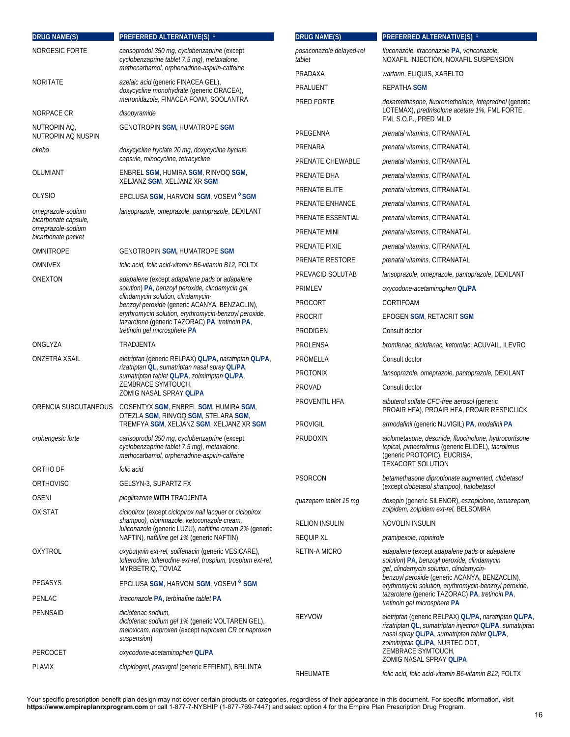| DRUG NAME(S) | PREFERRED ALTERNATIVE(S) ‡ |
|---|---|
| NORGESIC FORTE | *carisoprodol 350 mg, cyclobenzaprine* (except *cyclobenzaprine tablet 7.5 mg*), *metaxalone, methocarbamol, orphenadrine-aspirin-caffeine* |
| NORITATE | *azelaic acid* (generic FINACEA GEL), *doxycycline monohydrate* (generic ORACEA), *metronidazole,* FINACEA FOAM, SOOLANTRA |
| NORPACE CR | *disopyramide* |
| NUTROPIN AQ, NUTROPIN AQ NUSPIN | GENOTROPIN **SGM,** HUMATROPE **SGM** |
| *okebo* | *doxycycline hyclate 20 mg, doxycycline hyclate capsule, minocycline, tetracycline* |
| OLUMIANT | ENBREL **SGM**, HUMIRA **SGM**, RINVOQ **SGM**, XELJANZ **SGM**, XELJANZ XR **SGM** |
| OLYSIO | EPCLUSA **SGM**, HARVONI **SGM**, VOSEVI [◊] **SGM** |
| *omeprazole-sodium bicarbonate capsule, omeprazole-sodium bicarbonate packet* | *lansoprazole, omeprazole, pantoprazole*, DEXILANT |
| OMNITROPE | GENOTROPIN **SGM,** HUMATROPE **SGM** |
| OMNIVEX | *folic acid, folic acid-vitamin B6-vitamin B12,* FOLTX |
| ONEXTON | *adapalene* (except *adapalene pads* or *adapalene solution*) **PA**, *benzoyl peroxide, clindamycin gel, clindamycin solution, clindamycin-benzoyl peroxide* (generic ACANYA, BENZACLIN), *erythromycin solution, erythromycin-benzoyl peroxide, tazarotene* (generic TAZORAC) **PA**, *tretinoin* **PA**, *tretinoin gel microsphere* **PA** |
| ONGLYZA | TRADJENTA |
| ONZETRA XSAIL | *eletriptan* (generic RELPAX) **QL/PA,** *naratriptan* **QL/PA**, *rizatriptan* **QL**, *sumatriptan nasal spray* **QL/PA**, *sumatriptan tablet* **QL/PA**, *zolmitriptan* **QL/PA**, ZEMBRACE SYMTOUCH, ZOMIG NASAL SPRAY **QL/PA** |
| ORENCIA SUBCUTANEOUS | COSENTYX **SGM**, ENBREL **SGM**, HUMIRA **SGM**, OTEZLA **SGM**, RINVOQ **SGM**, STELARA **SGM**, TREMFYA **SGM**, XELJANZ **SGM**, XELJANZ XR **SGM** |
| *orphengesic forte* | *carisoprodol 350 mg, cyclobenzaprine* (except *cyclobenzaprine tablet 7.5 mg*), *metaxalone, methocarbamol, orphenadrine-aspirin-caffeine* |
| ORTHO DF | *folic acid* |
| ORTHOVISC | GELSYN-3, SUPARTZ FX |
| OSENI | *pioglitazone* **WITH** TRADJENTA |
| OXISTAT | *ciclopirox* (except *ciclopirox nail lacquer* or *ciclopirox shampoo*), *clotrimazole, ketoconazole cream, luliconazole* (generic LUZU), *naftifine cream 2%* (generic NAFTIN), *naftifine gel 1%* (generic NAFTIN) |
| OXYTROL | *oxybutynin ext-rel, solifenacin* (generic VESICARE), *tolterodine, tolterodine ext-rel, trospium, trospium ext-rel,* MYRBETRIQ, TOVIAZ |
| PEGASYS | EPCLUSA **SGM**, HARVONI **SGM**, VOSEVI [◊] **SGM** |
| PENLAC | *itraconazole* **PA**, *terbinafine tablet* **PA** |
| PENNSAID | *diclofenac sodium, diclofenac sodium gel 1%* (generic VOLTAREN GEL), *meloxicam, naproxen* (except *naproxen CR* or *naproxen suspension*) |
| PERCOCET | *oxycodone-acetaminophen* **QL/PA** |
| PLAVIX | *clopidogrel, prasugrel* (generic EFFIENT), BRILINTA |
| *posaconazole delayed-rel tablet* | *fluconazole, itraconazole* **PA**, *voriconazole,* NOXAFIL INJECTION, NOXAFIL SUSPENSION |
| PRADAXA | *warfarin*, ELIQUIS, XARELTO |
| PRALUENT | REPATHA **SGM** |
| PRED FORTE | *dexamethasone, fluorometholone, loteprednol* (generic LOTEMAX), *prednisolone acetate 1%,* FML FORTE, FML S.O.P., PRED MILD |
| PREGENNA | *prenatal vitamins,* CITRANATAL |
| PRENARA | *prenatal vitamins,* CITRANATAL |
| PRENATE CHEWABLE | *prenatal vitamins,* CITRANATAL |
| PRENATE DHA | *prenatal vitamins,* CITRANATAL |
| PRENATE ELITE | *prenatal vitamins,* CITRANATAL |
| PRENATE ENHANCE | *prenatal vitamins,* CITRANATAL |
| PRENATE ESSENTIAL | *prenatal vitamins,* CITRANATAL |
| PRENATE MINI | *prenatal vitamins,* CITRANATAL |
| PRENATE PIXIE | *prenatal vitamins,* CITRANATAL |
| PRENATE RESTORE | *prenatal vitamins,* CITRANATAL |
| PREVACID SOLUTAB | *lansoprazole, omeprazole, pantoprazole*, DEXILANT |
| PRIMLEV | *oxycodone-acetaminophen* **QL/PA** |
| PROCORT | CORTIFOAM |
| PROCRIT | EPOGEN **SGM**, RETACRIT **SGM** |
| PRODIGEN | Consult doctor |
| PROLENSA | *bromfenac, diclofenac, ketorolac,* ACUVAIL, ILEVRO |
| PROMELLA | Consult doctor |
| PROTONIX | *lansoprazole, omeprazole, pantoprazole,* DEXILANT |
| PROVAD | Consult doctor |
| PROVENTIL HFA | *albuterol sulfate CFC-free aerosol* (generic PROAIR HFA), PROAIR HFA, PROAIR RESPICLICK |
| PROVIGIL | *armodafinil* (generic NUVIGIL) **PA**, *modafinil* **PA** |
| PRUDOXIN | *alclometasone, desonide, fluocinolone, hydrocortisone topical, pimecrolimus* (generic ELIDEL), *tacrolimus* (generic PROTOPIC), EUCRISA, TEXACORT SOLUTION |
| PSORCON | *betamethasone dipropionate augmented, clobetasol* (except *clobetasol shampoo*), *halobetasol* |
| *quazepam tablet 15 mg* | *doxepin* (generic SILENOR), *eszopiclone, temazepam, zolpidem, zolpidem ext-rel,* BELSOMRA |
| RELION INSULIN | NOVOLIN INSULIN |
| REQUIP XL | *pramipexole, ropinirole* |
| RETIN-A MICRO | *adapalene* (except *adapalene pads* or *adapalene solution*) **PA**, *benzoyl peroxide, clindamycin gel, clindamycin solution, clindamycin-benzoyl peroxide* (generic ACANYA, BENZACLIN), *erythromycin solution, erythromycin-benzoyl peroxide, tazarotene* (generic TAZORAC) **PA**, *tretinoin* **PA**, *tretinoin gel microsphere* **PA** |
| REYVOW | *eletriptan* (generic RELPAX) **QL/PA,** *naratriptan* **QL/PA**, *rizatriptan* **QL**, *sumatriptan injection* **QL/PA**, *sumatriptan nasal spray* **QL/PA**, *sumatriptan tablet* **QL/PA**, *zolmitriptan* **QL/PA**, NURTEC ODT, ZEMBRACE SYMTOUCH, ZOMIG NASAL SPRAY **QL/PA** |
| RHEUMATE | *folic acid, folic acid-vitamin B6-vitamin B12,* FOLTX |

Your specific prescription benefit plan design may not cover certain products or categories, regardless of their appearance in this document. For specific information, visit **https://www.empireplanrxprogram.com** or call 1-877-7-NYSHIP (1-877-769-7447) and select option 4 for the Empire Plan Prescription Drug Program.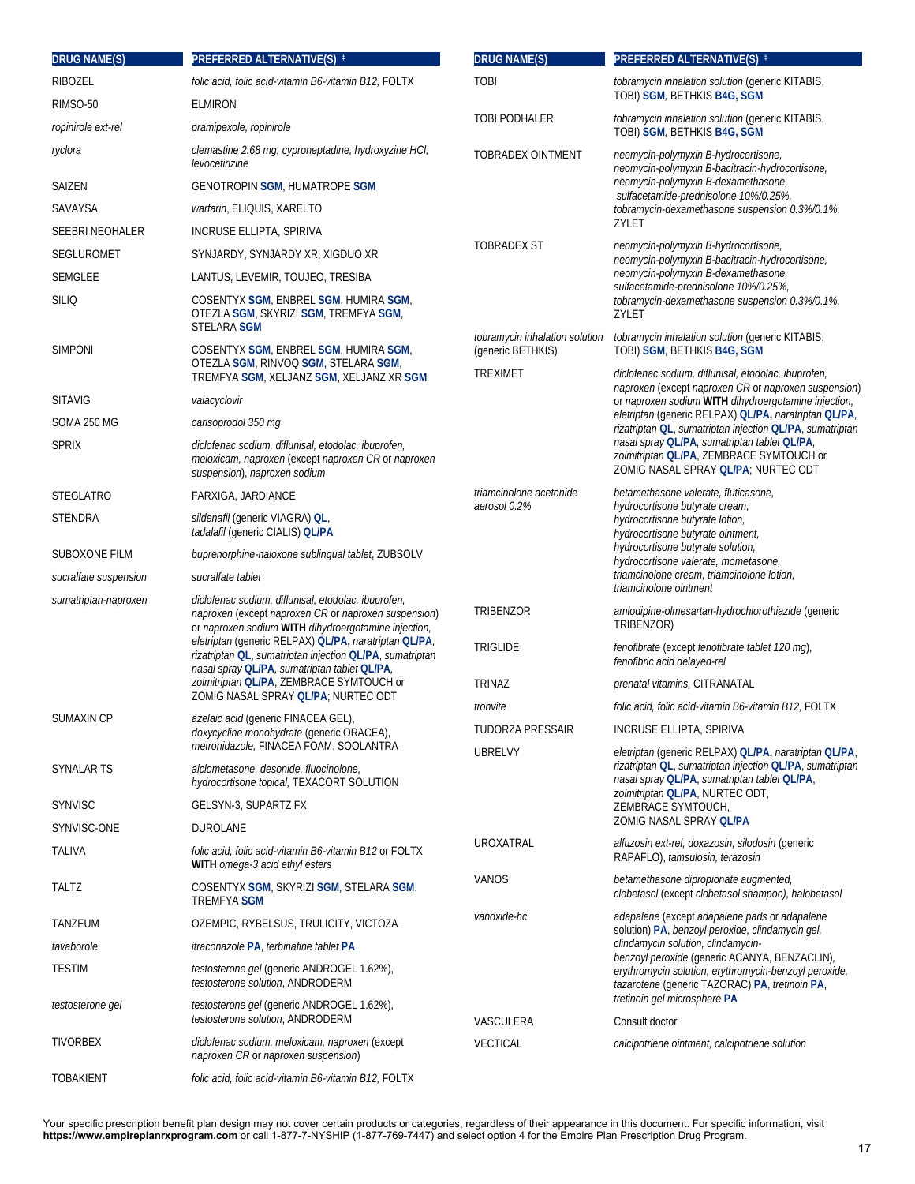| DRUG NAME(S) | PREFERRED ALTERNATIVE(S) ‡ |
|---|---|
| RIBOZEL | *folic acid, folic acid-vitamin B6-vitamin B12,* FOLTX |
| RIMSO-50 | ELMIRON |
| *ropinirole ext-rel* | *pramipexole, ropinirole* |
| *ryclora* | *clemastine 2.68 mg, cyproheptadine, hydroxyzine HCl, levocetirizine* |
| SAIZEN | GENOTROPIN **SGM**, HUMATROPE **SGM** |
| SAVAYSA | *warfarin,* ELIQUIS, XARELTO |
| SEEBRI NEOHALER | INCRUSE ELLIPTA, SPIRIVA |
| SEGLUROMET | SYNJARDY, SYNJARDY XR, XIGDUO XR |
| SEMGLEE | LANTUS, LEVEMIR, TOUJEO, TRESIBA |
| SILIQ | COSENTYX **SGM**, ENBREL **SGM**, HUMIRA **SGM**, OTEZLA **SGM**, SKYRIZI **SGM**, TREMFYA **SGM**, STELARA **SGM** |
| SIMPONI | COSENTYX **SGM**, ENBREL **SGM**, HUMIRA **SGM**, OTEZLA **SGM**, RINVOQ **SGM**, STELARA **SGM**, TREMFYA **SGM**, XELJANZ **SGM**, XELJANZ XR **SGM** |
| SITAVIG | *valacyclovir* |
| SOMA 250 MG | *carisoprodol 350 mg* |
| SPRIX | *diclofenac sodium, diflunisal, etodolac, ibuprofen, meloxicam, naproxen* (except *naproxen CR* or *naproxen suspension*), *naproxen sodium* |
| STEGLATRO | FARXIGA, JARDIANCE |
| STENDRA | *sildenafil* (generic VIAGRA) **QL**, *tadalafil* (generic CIALIS) **QL/PA** |
| SUBOXONE FILM | *buprenorphine-naloxone sublingual tablet,* ZUBSOLV |
| *sucralfate suspension* | *sucralfate tablet* |
| *sumatriptan-naproxen* | *diclofenac sodium, diflunisal, etodolac, ibuprofen, naproxen* (except *naproxen CR* or *naproxen suspension*) or *naproxen sodium* **WITH** *dihydroergotamine injection, eletriptan* (generic RELPAX) **QL/PA,** *naratriptan* **QL/PA**, *rizatriptan* **QL**, *sumatriptan injection* **QL/PA**, *sumatriptan nasal spray* **QL/PA**, *sumatriptan tablet* **QL/PA**, *zolmitriptan* **QL/PA**, ZEMBRACE SYMTOUCH or ZOMIG NASAL SPRAY **QL/PA**; NURTEC ODT |
| SUMAXIN CP | *azelaic acid* (generic FINACEA GEL), *doxycycline monohydrate* (generic ORACEA), *metronidazole,* FINACEA FOAM, SOOLANTRA |
| SYNALAR TS | *alclometasone, desonide, fluocinolone, hydrocortisone topical,* TEXACORT SOLUTION |
| SYNVISC | GELSYN-3, SUPARTZ FX |
| SYNVISC-ONE | DUROLANE |
| TALIVA | *folic acid, folic acid-vitamin B6-vitamin B12* or FOLTX **WITH** *omega-3 acid ethyl esters* |
| TALTZ | COSENTYX **SGM**, SKYRIZI **SGM**, STELARA **SGM**, TREMFYA **SGM** |
| TANZEUM | OZEMPIC, RYBELSUS, TRULICITY, VICTOZA |
| *tavaborole* | *itraconazole* **PA**, *terbinafine tablet* **PA** |
| TESTIM | *testosterone gel* (generic ANDROGEL 1.62%), *testosterone solution,* ANDRODERM |
| *testosterone gel* | *testosterone gel* (generic ANDROGEL 1.62%), *testosterone solution,* ANDRODERM |
| TIVORBEX | *diclofenac sodium, meloxicam, naproxen* (except *naproxen CR* or *naproxen suspension*) |
| TOBAKIENT | *folic acid, folic acid-vitamin B6-vitamin B12,* FOLTX |
| TOBI | *tobramycin inhalation solution* (generic KITABIS, TOBI) **SGM**, BETHKIS **B4G, SGM** |
| TOBI PODHALER | *tobramycin inhalation solution* (generic KITABIS, TOBI) **SGM**, BETHKIS **B4G, SGM** |
| TOBRADEX OINTMENT | *neomycin-polymyxin B-hydrocortisone, neomycin-polymyxin B-bacitracin-hydrocortisone, neomycin-polymyxin B-dexamethasone, sulfacetamide-prednisolone 10%/0.25%, tobramycin-dexamethasone suspension 0.3%/0.1%,* ZYLET |
| TOBRADEX ST | *neomycin-polymyxin B-hydrocortisone, neomycin-polymyxin B-bacitracin-hydrocortisone, neomycin-polymyxin B-dexamethasone, sulfacetamide-prednisolone 10%/0.25%, tobramycin-dexamethasone suspension 0.3%/0.1%,* ZYLET |
| *tobramycin inhalation solution* (generic BETHKIS) | *tobramycin inhalation solution* (generic KITABIS, TOBI) **SGM**, BETHKIS **B4G, SGM** |
| TREXIMET | *diclofenac sodium, diflunisal, etodolac, ibuprofen, naproxen* (except *naproxen CR* or *naproxen suspension*) or *naproxen sodium* **WITH** *dihydroergotamine injection, eletriptan* (generic RELPAX) **QL/PA,** *naratriptan* **QL/PA**, *rizatriptan* **QL**, *sumatriptan injection* **QL/PA**, *sumatriptan nasal spray* **QL/PA**, *sumatriptan tablet* **QL/PA**, *zolmitriptan* **QL/PA**, ZEMBRACE SYMTOUCH or ZOMIG NASAL SPRAY **QL/PA**; NURTEC ODT |
| *triamcinolone acetonide aerosol 0.2%* | *betamethasone valerate, fluticasone, hydrocortisone butyrate cream, hydrocortisone butyrate lotion, hydrocortisone butyrate ointment, hydrocortisone butyrate solution, hydrocortisone valerate, mometasone, triamcinolone cream, triamcinolone lotion, triamcinolone ointment* |
| TRIBENZOR | *amlodipine-olmesartan-hydrochlorothiazide* (generic TRIBENZOR) |
| TRIGLIDE | *fenofibrate* (except *fenofibrate tablet 120 mg*), *fenofibric acid delayed-rel* |
| TRINAZ | *prenatal vitamins,* CITRANATAL |
| *tronvite* | *folic acid, folic acid-vitamin B6-vitamin B12,* FOLTX |
| TUDORZA PRESSAIR | INCRUSE ELLIPTA, SPIRIVA |
| UBRELVY | *eletriptan* (generic RELPAX) **QL/PA,** *naratriptan* **QL/PA**, *rizatriptan* **QL**, *sumatriptan injection* **QL/PA**, *sumatriptan nasal spray* **QL/PA**, *sumatriptan tablet* **QL/PA**, *zolmitriptan* **QL/PA**, NURTEC ODT, ZEMBRACE SYMTOUCH, ZOMIG NASAL SPRAY **QL/PA** |
| UROXATRAL | *alfuzosin ext-rel, doxazosin, silodosin* (generic RAPAFLO), *tamsulosin, terazosin* |
| VANOS | *betamethasone dipropionate augmented, clobetasol* (except *clobetasol shampoo*), *halobetasol* |
| *vanoxide-hc* | *adapalene* (except *adapalene pads* or *adapalene solution*) **PA**, *benzoyl peroxide, clindamycin gel, clindamycin solution, clindamycin-benzoyl peroxide* (generic ACANYA, BENZACLIN), *erythromycin solution, erythromycin-benzoyl peroxide, tazarotene* (generic TAZORAC) **PA**, *tretinoin* **PA**, *tretinoin gel microsphere* **PA** |
| VASCULERA | Consult doctor |
| VECTICAL | *calcipotriene ointment, calcipotriene solution* |

Your specific prescription benefit plan design may not cover certain products or categories, regardless of their appearance in this document. For specific information, visit **https://www.empireplanrxprogram.com** or call 1-877-7-NYSHIP (1-877-769-7447) and select option 4 for the Empire Plan Prescription Drug Program.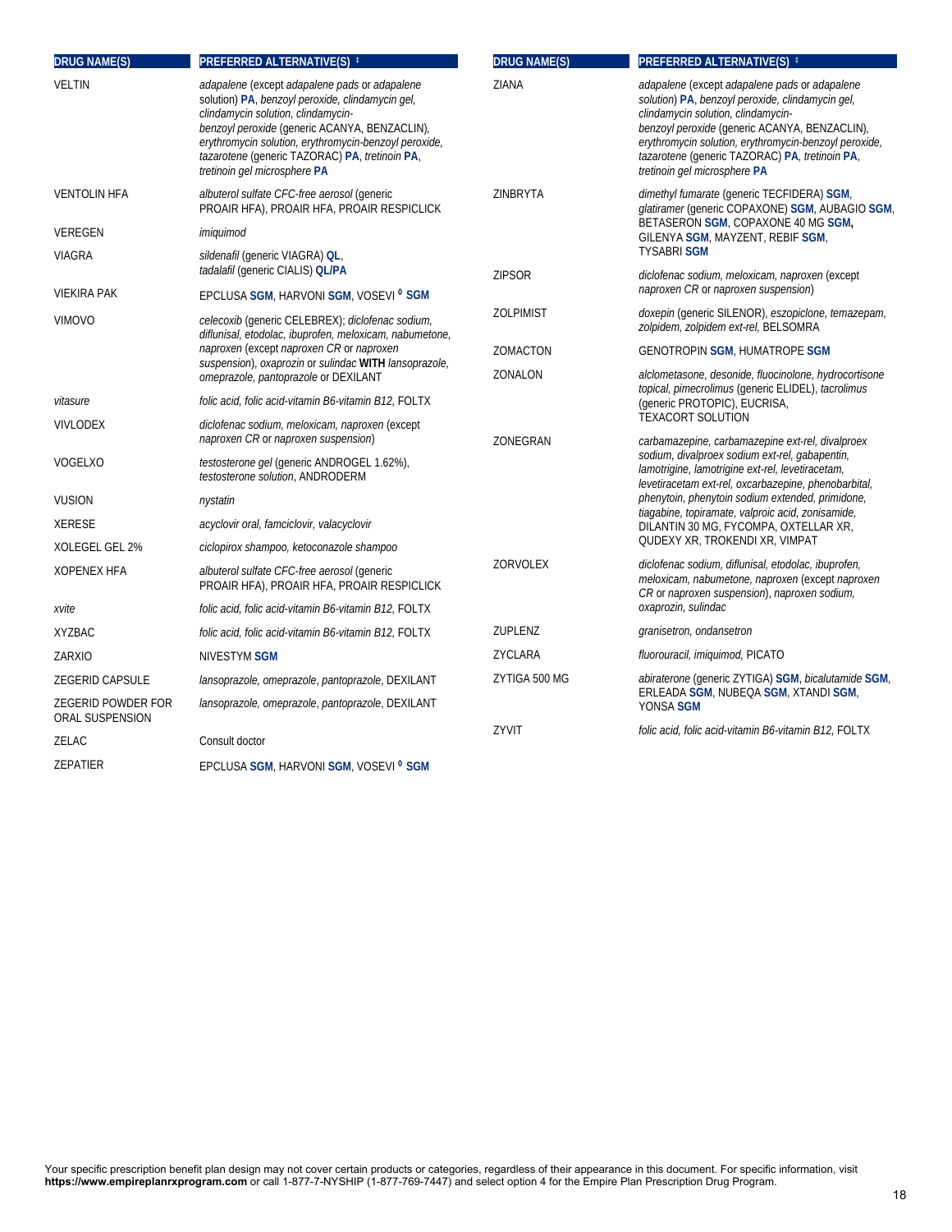| DRUG NAME(S) | PREFERRED ALTERNATIVE(S) ‡ |
|---|---|
| VELTIN | *adapalene* (except *adapalene pads* or *adapalene solution*) **PA**, *benzoyl peroxide*, *clindamycin gel*, *clindamycin solution*, *clindamycin-benzoyl peroxide* (generic ACANYA, BENZACLIN), *erythromycin solution*, *erythromycin-benzoyl peroxide*, *tazarotene* (generic TAZORAC) **PA**, *tretinoin* **PA**, *tretinoin gel microsphere* **PA** |
| VENTOLIN HFA | *albuterol sulfate CFC-free aerosol* (generic PROAIR HFA), PROAIR HFA, PROAIR RESPICLICK |
| VEREGEN | *imiquimod* |
| VIAGRA | *sildenafil* (generic VIAGRA) **QL**, *tadalafil* (generic CIALIS) **QL/PA** |
| VIEKIRA PAK | EPCLUSA **SGM**, HARVONI **SGM**, VOSEVI ◊ **SGM** |
| VIMOVO | *celecoxib* (generic CELEBREX); *diclofenac sodium*, *diflunisal*, *etodolac*, *ibuprofen*, *meloxicam*, *nabumetone*, *naproxen* (except *naproxen CR* or *naproxen suspension*), *oxaprozin* or *sulindac* **WITH** *lansoprazole*, *omeprazole*, *pantoprazole* or DEXILANT |
| *vitasure* | *folic acid*, *folic acid-vitamin B6-vitamin B12*, FOLTX |
| VIVLODEX | *diclofenac sodium*, *meloxicam*, *naproxen* (except *naproxen CR* or *naproxen suspension*) |
| VOGELXO | *testosterone gel* (generic ANDROGEL 1.62%), *testosterone solution*, ANDRODERM |
| VUSION | *nystatin* |
| XERESE | *acyclovir oral*, *famciclovir*, *valacyclovir* |
| XOLEGEL GEL 2% | *ciclopirox shampoo*, *ketoconazole shampoo* |
| XOPENEX HFA | *albuterol sulfate CFC-free aerosol* (generic PROAIR HFA), PROAIR HFA, PROAIR RESPICLICK |
| *xvite* | *folic acid*, *folic acid-vitamin B6-vitamin B12*, FOLTX |
| XYZBAC | *folic acid*, *folic acid-vitamin B6-vitamin B12*, FOLTX |
| ZARXIO | NIVESTYM **SGM** |
| ZEGERID CAPSULE | *lansoprazole*, *omeprazole*, *pantoprazole*, DEXILANT |
| ZEGERID POWDER FOR ORAL SUSPENSION | *lansoprazole*, *omeprazole*, *pantoprazole*, DEXILANT |
| ZELAC | Consult doctor |
| ZEPATIER | EPCLUSA **SGM**, HARVONI **SGM**, VOSEVI ◊ **SGM** |
| ZIANA | *adapalene* (except *adapalene pads* or *adapalene solution*) **PA**, *benzoyl peroxide*, *clindamycin gel*, *clindamycin solution*, *clindamycin-benzoyl peroxide* (generic ACANYA, BENZACLIN), *erythromycin solution*, *erythromycin-benzoyl peroxide*, *tazarotene* (generic TAZORAC) **PA**, *tretinoin* **PA**, *tretinoin gel microsphere* **PA** |
| ZINBRYTA | *dimethyl fumarate* (generic TECFIDERA) **SGM**, *glatiramer* (generic COPAXONE) **SGM**, AUBAGIO **SGM**, BETASERON **SGM**, COPAXONE 40 MG **SGM**, GILENYA **SGM**, MAYZENT, REBIF **SGM**, TYSABRI **SGM** |
| ZIPSOR | *diclofenac sodium*, *meloxicam*, *naproxen* (except *naproxen CR* or *naproxen suspension*) |
| ZOLPIMIST | *doxepin* (generic SILENOR), *eszopiclone*, *temazepam*, *zolpidem*, *zolpidem ext-rel*, BELSOMRA |
| ZOMACTON | GENOTROPIN **SGM**, HUMATROPE **SGM** |
| ZONALON | *alclometasone*, *desonide*, *fluocinolone*, *hydrocortisone topical*, *pimecrolimus* (generic ELIDEL), *tacrolimus* (generic PROTOPIC), EUCRISA, TEXACORT SOLUTION |
| ZONEGRAN | *carbamazepine*, *carbamazepine ext-rel*, *divalproex sodium*, *divalproex sodium ext-rel*, *gabapentin*, *lamotrigine*, *lamotrigine ext-rel*, *levetiracetam*, *levetiracetam ext-rel*, *oxcarbazepine*, *phenobarbital*, *phenytoin*, *phenytoin sodium extended*, *primidone*, *tiagabine*, *topiramate*, *valproic acid*, *zonisamide*, DILANTIN 30 MG, FYCOMPA, OXTELLAR XR, QUDEXY XR, TROKENDI XR, VIMPAT |
| ZORVOLEX | *diclofenac sodium*, *diflunisal*, *etodolac*, *ibuprofen*, *meloxicam*, *nabumetone*, *naproxen* (except *naproxen CR* or *naproxen suspension*), *naproxen sodium*, *oxaprozin*, *sulindac* |
| ZUPLENZ | *granisetron*, *ondansetron* |
| ZYCLARA | *fluorouracil*, *imiquimod*, PICATO |
| ZYTIGA 500 MG | *abiraterone* (generic ZYTIGA) **SGM**, *bicalutamide* **SGM**, ERLEADA **SGM**, NUBEQA **SGM**, XTANDI **SGM**, YONSA **SGM** |
| ZYVIT | *folic acid*, *folic acid-vitamin B6-vitamin B12*, FOLTX |

Your specific prescription benefit plan design may not cover certain products or categories, regardless of their appearance in this document. For specific information, visit **https://www.empireplanrxprogram.com** or call 1-877-7-NYSHIP (1-877-769-7447) and select option 4 for the Empire Plan Prescription Drug Program.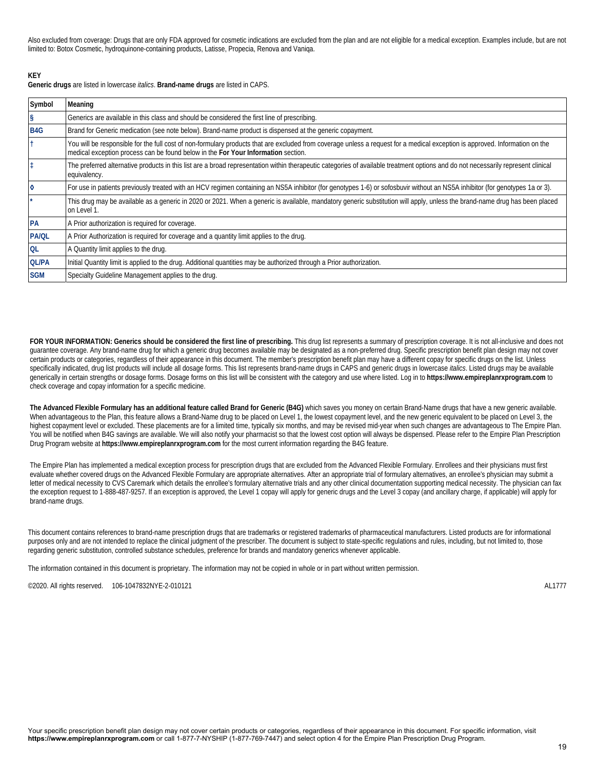Also excluded from coverage: Drugs that are only FDA approved for cosmetic indications are excluded from the plan and are not eligible for a medical exception. Examples include, but are not limited to: Botox Cosmetic, hydroquinone-containing products, Latisse, Propecia, Renova and Vaniqa.

**KEY**

**Generic drugs** are listed in lowercase *italics*. **Brand-name drugs** are listed in CAPS.

| Symbol | Meaning |
|---|---|
| § | Generics are available in this class and should be considered the first line of prescribing. |
| B4G | Brand for Generic medication (see note below). Brand-name product is dispensed at the generic copayment. |
| † | You will be responsible for the full cost of non-formulary products that are excluded from coverage unless a request for a medical exception is approved. Information on the medical exception process can be found below in the **For Your Information** section. |
| ‡ | The preferred alternative products in this list are a broad representation within therapeutic categories of available treatment options and do not necessarily represent clinical equivalency. |
| ◊ | For use in patients previously treated with an HCV regimen containing an NS5A inhibitor (for genotypes 1-6) or sofosbuvir without an NS5A inhibitor (for genotypes 1a or 3). |
| * | This drug may be available as a generic in 2020 or 2021. When a generic is available, mandatory generic substitution will apply, unless the brand-name drug has been placed on Level 1. |
| PA | A Prior authorization is required for coverage. |
| PA/QL | A Prior Authorization is required for coverage and a quantity limit applies to the drug. |
| QL | A Quantity limit applies to the drug. |
| QL/PA | Initial Quantity limit is applied to the drug. Additional quantities may be authorized through a Prior authorization. |
| SGM | Specialty Guideline Management applies to the drug. |

**FOR YOUR INFORMATION: Generics should be considered the first line of prescribing.** This drug list represents a summary of prescription coverage. It is not all-inclusive and does not guarantee coverage. Any brand-name drug for which a generic drug becomes available may be designated as a non-preferred drug. Specific prescription benefit plan design may not cover certain products or categories, regardless of their appearance in this document. The member's prescription benefit plan may have a different copay for specific drugs on the list. Unless specifically indicated, drug list products will include all dosage forms. This list represents brand-name drugs in CAPS and generic drugs in lowercase *italics*. Listed drugs may be available generically in certain strengths or dosage forms. Dosage forms on this list will be consistent with the category and use where listed. Log in to **https://www.empireplanrxprogram.com** to check coverage and copay information for a specific medicine.

**The Advanced Flexible Formulary has an additional feature called Brand for Generic (B4G)** which saves you money on certain Brand-Name drugs that have a new generic available. When advantageous to the Plan, this feature allows a Brand-Name drug to be placed on Level 1, the lowest copayment level, and the new generic equivalent to be placed on Level 3, the highest copayment level or excluded. These placements are for a limited time, typically six months, and may be revised mid-year when such changes are advantageous to The Empire Plan. You will be notified when B4G savings are available. We will also notify your pharmacist so that the lowest cost option will always be dispensed. Please refer to the Empire Plan Prescription Drug Program website at **https://www.empireplanrxprogram.com** for the most current information regarding the B4G feature.

The Empire Plan has implemented a medical exception process for prescription drugs that are excluded from the Advanced Flexible Formulary. Enrollees and their physicians must first evaluate whether covered drugs on the Advanced Flexible Formulary are appropriate alternatives. After an appropriate trial of formulary alternatives, an enrollee's physician may submit a letter of medical necessity to CVS Caremark which details the enrollee's formulary alternative trials and any other clinical documentation supporting medical necessity. The physician can fax the exception request to 1-888-487-9257. If an exception is approved, the Level 1 copay will apply for generic drugs and the Level 3 copay (and ancillary charge, if applicable) will apply for brand-name drugs.

This document contains references to brand-name prescription drugs that are trademarks or registered trademarks of pharmaceutical manufacturers. Listed products are for informational purposes only and are not intended to replace the clinical judgment of the prescriber. The document is subject to state-specific regulations and rules, including, but not limited to, those regarding generic substitution, controlled substance schedules, preference for brands and mandatory generics whenever applicable.

The information contained in this document is proprietary. The information may not be copied in whole or in part without written permission.

©2020. All rights reserved. 106-1047832NYE-2-010121 AL1777